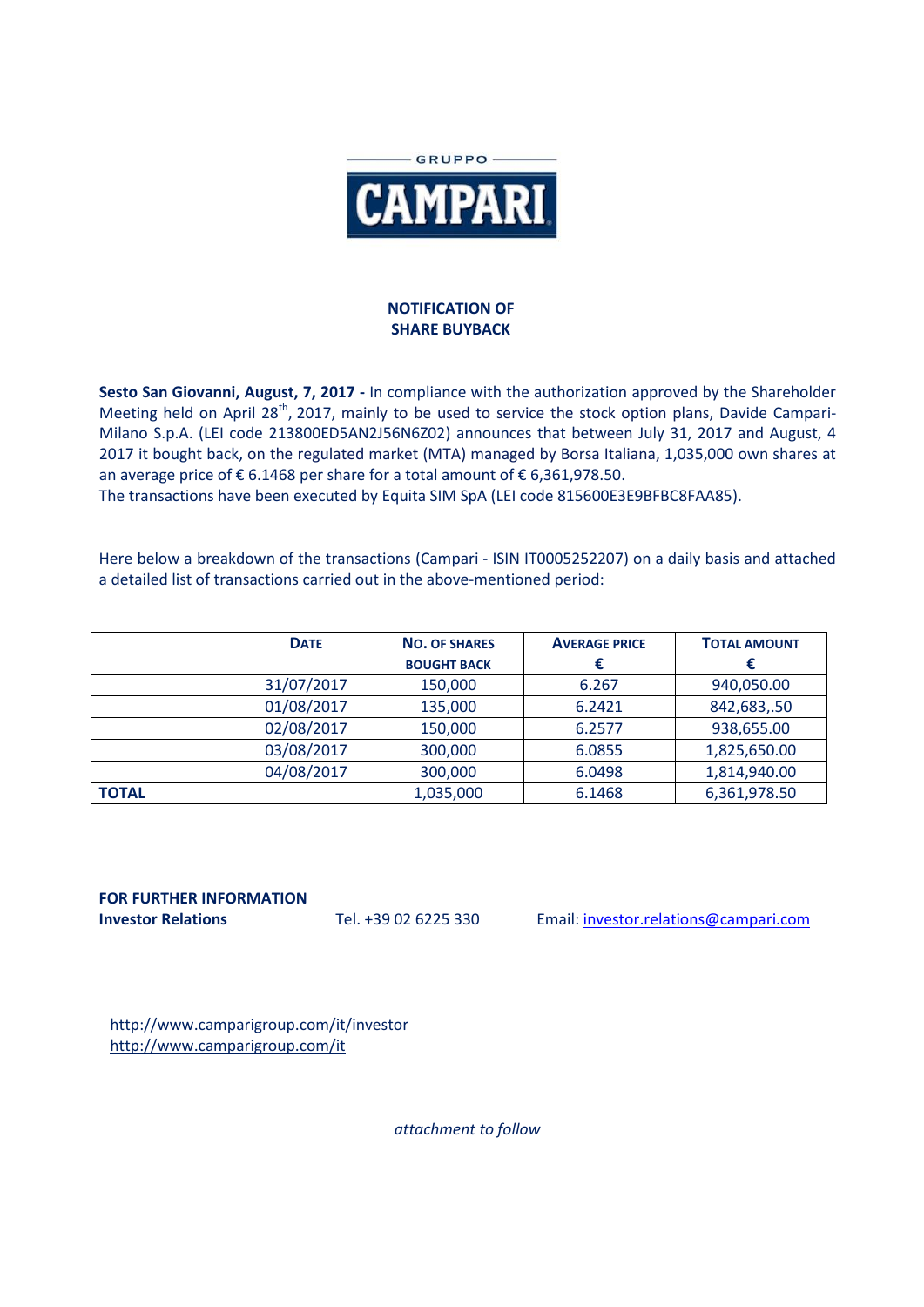GRUPPO CAMPARI

# NOTIFICATION OF SHARE BUYBACK

**Sesto San Giovanni, August, 7, 2017 -** In compliance with the authorization approved by the Shareholder Meeting held on April 28th, 2017, mainly to be used to service the stock option plans, Davide Campari-Milano S.p.A. (LEI code 213800ED5AN2J56N6Z02) announces that between July 31, 2017 and August, 4 2017 it bought back, on the regulated market (MTA) managed by Borsa Italiana, 1,035,000 own shares at an average price of € 6.1468 per share for a total amount of € 6,361,978.50.
The transactions have been executed by Equita SIM SpA (LEI code 815600E3E9BFBC8FAA85).

Here below a breakdown of the transactions (Campari - ISIN IT0005252207) on a daily basis and attached a detailed list of transactions carried out in the above-mentioned period:

| | DATE | NO. OF SHARES BOUGHT BACK | AVERAGE PRICE € | TOTAL AMOUNT € |
|---|---|---|---|---|
| | 31/07/2017 | 150,000 | 6.267 | 940,050.00 |
| | 01/08/2017 | 135,000 | 6.2421 | 842,683,.50 |
| | 02/08/2017 | 150,000 | 6.2577 | 938,655.00 |
| | 03/08/2017 | 300,000 | 6.0855 | 1,825,650.00 |
| | 04/08/2017 | 300,000 | 6.0498 | 1,814,940.00 |
| **TOTAL** | | 1,035,000 | 6.1468 | 6,361,978.50 |

**FOR FURTHER INFORMATION**
**Investor Relations** Tel. +39 02 6225 330 Email: investor.relations@campari.com

http://www.camparigroup.com/it/investor
http://www.camparigroup.com/it

*attachment to follow*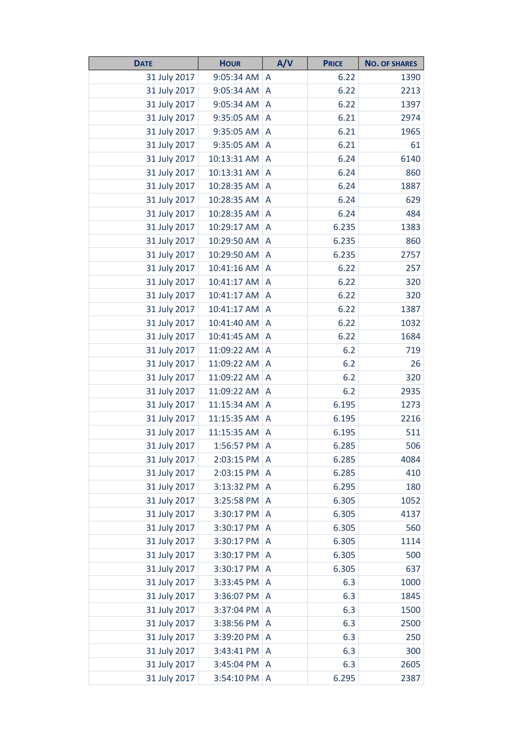| Date | Hour | A/V | Price | No. of shares |
|---|---|---|---|---|
| 31 July 2017 | 9:05:34 AM | A | 6.22 | 1390 |
| 31 July 2017 | 9:05:34 AM | A | 6.22 | 2213 |
| 31 July 2017 | 9:05:34 AM | A | 6.22 | 1397 |
| 31 July 2017 | 9:35:05 AM | A | 6.21 | 2974 |
| 31 July 2017 | 9:35:05 AM | A | 6.21 | 1965 |
| 31 July 2017 | 9:35:05 AM | A | 6.21 | 61 |
| 31 July 2017 | 10:13:31 AM | A | 6.24 | 6140 |
| 31 July 2017 | 10:13:31 AM | A | 6.24 | 860 |
| 31 July 2017 | 10:28:35 AM | A | 6.24 | 1887 |
| 31 July 2017 | 10:28:35 AM | A | 6.24 | 629 |
| 31 July 2017 | 10:28:35 AM | A | 6.24 | 484 |
| 31 July 2017 | 10:29:17 AM | A | 6.235 | 1383 |
| 31 July 2017 | 10:29:50 AM | A | 6.235 | 860 |
| 31 July 2017 | 10:29:50 AM | A | 6.235 | 2757 |
| 31 July 2017 | 10:41:16 AM | A | 6.22 | 257 |
| 31 July 2017 | 10:41:17 AM | A | 6.22 | 320 |
| 31 July 2017 | 10:41:17 AM | A | 6.22 | 320 |
| 31 July 2017 | 10:41:17 AM | A | 6.22 | 1387 |
| 31 July 2017 | 10:41:40 AM | A | 6.22 | 1032 |
| 31 July 2017 | 10:41:45 AM | A | 6.22 | 1684 |
| 31 July 2017 | 11:09:22 AM | A | 6.2 | 719 |
| 31 July 2017 | 11:09:22 AM | A | 6.2 | 26 |
| 31 July 2017 | 11:09:22 AM | A | 6.2 | 320 |
| 31 July 2017 | 11:09:22 AM | A | 6.2 | 2935 |
| 31 July 2017 | 11:15:34 AM | A | 6.195 | 1273 |
| 31 July 2017 | 11:15:35 AM | A | 6.195 | 2216 |
| 31 July 2017 | 11:15:35 AM | A | 6.195 | 511 |
| 31 July 2017 | 1:56:57 PM | A | 6.285 | 506 |
| 31 July 2017 | 2:03:15 PM | A | 6.285 | 4084 |
| 31 July 2017 | 2:03:15 PM | A | 6.285 | 410 |
| 31 July 2017 | 3:13:32 PM | A | 6.295 | 180 |
| 31 July 2017 | 3:25:58 PM | A | 6.305 | 1052 |
| 31 July 2017 | 3:30:17 PM | A | 6.305 | 4137 |
| 31 July 2017 | 3:30:17 PM | A | 6.305 | 560 |
| 31 July 2017 | 3:30:17 PM | A | 6.305 | 1114 |
| 31 July 2017 | 3:30:17 PM | A | 6.305 | 500 |
| 31 July 2017 | 3:30:17 PM | A | 6.305 | 637 |
| 31 July 2017 | 3:33:45 PM | A | 6.3 | 1000 |
| 31 July 2017 | 3:36:07 PM | A | 6.3 | 1845 |
| 31 July 2017 | 3:37:04 PM | A | 6.3 | 1500 |
| 31 July 2017 | 3:38:56 PM | A | 6.3 | 2500 |
| 31 July 2017 | 3:39:20 PM | A | 6.3 | 250 |
| 31 July 2017 | 3:43:41 PM | A | 6.3 | 300 |
| 31 July 2017 | 3:45:04 PM | A | 6.3 | 2605 |
| 31 July 2017 | 3:54:10 PM | A | 6.295 | 2387 |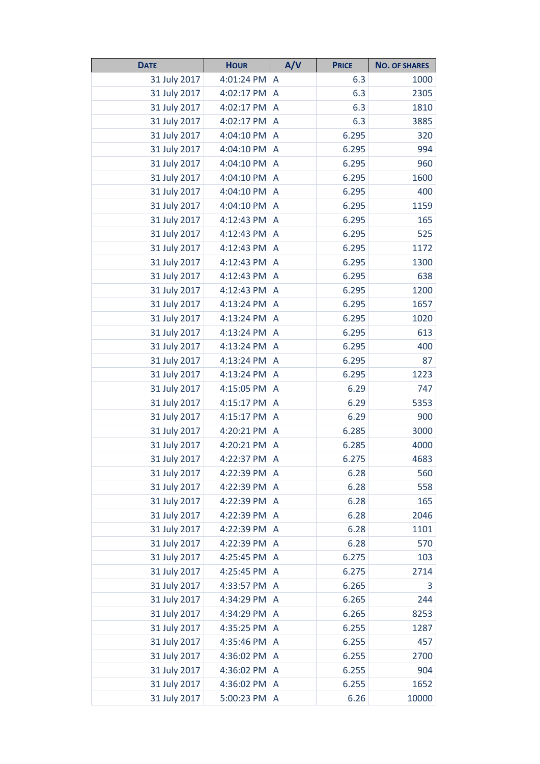| Date | Hour | A/V | Price | No. of shares |
|---|---|---|---|---|
| 31 July 2017 | 4:01:24 PM | A | 6.3 | 1000 |
| 31 July 2017 | 4:02:17 PM | A | 6.3 | 2305 |
| 31 July 2017 | 4:02:17 PM | A | 6.3 | 1810 |
| 31 July 2017 | 4:02:17 PM | A | 6.3 | 3885 |
| 31 July 2017 | 4:04:10 PM | A | 6.295 | 320 |
| 31 July 2017 | 4:04:10 PM | A | 6.295 | 994 |
| 31 July 2017 | 4:04:10 PM | A | 6.295 | 960 |
| 31 July 2017 | 4:04:10 PM | A | 6.295 | 1600 |
| 31 July 2017 | 4:04:10 PM | A | 6.295 | 400 |
| 31 July 2017 | 4:04:10 PM | A | 6.295 | 1159 |
| 31 July 2017 | 4:12:43 PM | A | 6.295 | 165 |
| 31 July 2017 | 4:12:43 PM | A | 6.295 | 525 |
| 31 July 2017 | 4:12:43 PM | A | 6.295 | 1172 |
| 31 July 2017 | 4:12:43 PM | A | 6.295 | 1300 |
| 31 July 2017 | 4:12:43 PM | A | 6.295 | 638 |
| 31 July 2017 | 4:12:43 PM | A | 6.295 | 1200 |
| 31 July 2017 | 4:13:24 PM | A | 6.295 | 1657 |
| 31 July 2017 | 4:13:24 PM | A | 6.295 | 1020 |
| 31 July 2017 | 4:13:24 PM | A | 6.295 | 613 |
| 31 July 2017 | 4:13:24 PM | A | 6.295 | 400 |
| 31 July 2017 | 4:13:24 PM | A | 6.295 | 87 |
| 31 July 2017 | 4:13:24 PM | A | 6.295 | 1223 |
| 31 July 2017 | 4:15:05 PM | A | 6.29 | 747 |
| 31 July 2017 | 4:15:17 PM | A | 6.29 | 5353 |
| 31 July 2017 | 4:15:17 PM | A | 6.29 | 900 |
| 31 July 2017 | 4:20:21 PM | A | 6.285 | 3000 |
| 31 July 2017 | 4:20:21 PM | A | 6.285 | 4000 |
| 31 July 2017 | 4:22:37 PM | A | 6.275 | 4683 |
| 31 July 2017 | 4:22:39 PM | A | 6.28 | 560 |
| 31 July 2017 | 4:22:39 PM | A | 6.28 | 558 |
| 31 July 2017 | 4:22:39 PM | A | 6.28 | 165 |
| 31 July 2017 | 4:22:39 PM | A | 6.28 | 2046 |
| 31 July 2017 | 4:22:39 PM | A | 6.28 | 1101 |
| 31 July 2017 | 4:22:39 PM | A | 6.28 | 570 |
| 31 July 2017 | 4:25:45 PM | A | 6.275 | 103 |
| 31 July 2017 | 4:25:45 PM | A | 6.275 | 2714 |
| 31 July 2017 | 4:33:57 PM | A | 6.265 | 3 |
| 31 July 2017 | 4:34:29 PM | A | 6.265 | 244 |
| 31 July 2017 | 4:34:29 PM | A | 6.265 | 8253 |
| 31 July 2017 | 4:35:25 PM | A | 6.255 | 1287 |
| 31 July 2017 | 4:35:46 PM | A | 6.255 | 457 |
| 31 July 2017 | 4:36:02 PM | A | 6.255 | 2700 |
| 31 July 2017 | 4:36:02 PM | A | 6.255 | 904 |
| 31 July 2017 | 4:36:02 PM | A | 6.255 | 1652 |
| 31 July 2017 | 5:00:23 PM | A | 6.26 | 10000 |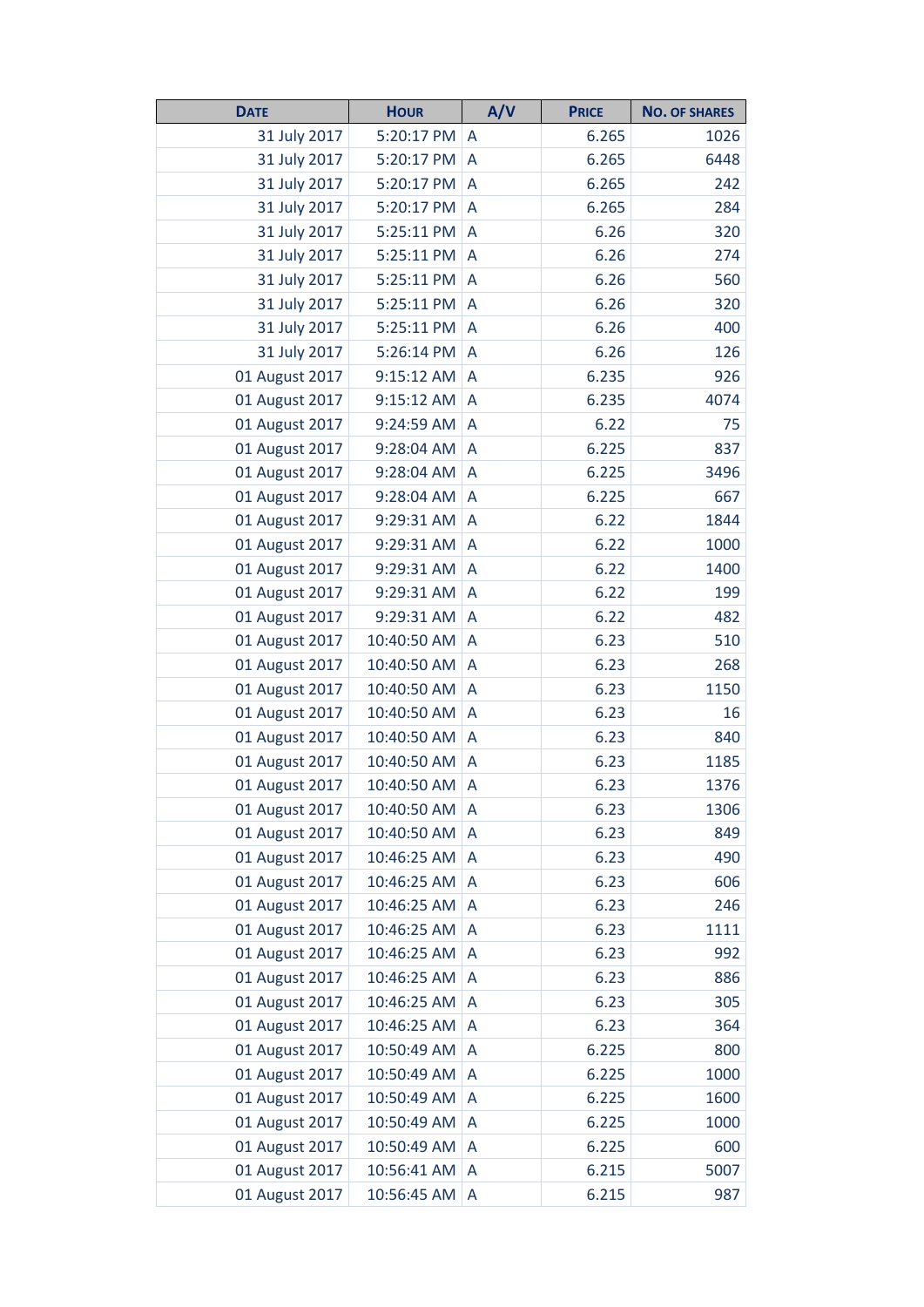| Date | Hour | A/V | Price | No. of shares |
|---|---|---|---|---|
| 31 July 2017 | 5:20:17 PM | A | 6.265 | 1026 |
| 31 July 2017 | 5:20:17 PM | A | 6.265 | 6448 |
| 31 July 2017 | 5:20:17 PM | A | 6.265 | 242 |
| 31 July 2017 | 5:20:17 PM | A | 6.265 | 284 |
| 31 July 2017 | 5:25:11 PM | A | 6.26 | 320 |
| 31 July 2017 | 5:25:11 PM | A | 6.26 | 274 |
| 31 July 2017 | 5:25:11 PM | A | 6.26 | 560 |
| 31 July 2017 | 5:25:11 PM | A | 6.26 | 320 |
| 31 July 2017 | 5:25:11 PM | A | 6.26 | 400 |
| 31 July 2017 | 5:26:14 PM | A | 6.26 | 126 |
| 01 August 2017 | 9:15:12 AM | A | 6.235 | 926 |
| 01 August 2017 | 9:15:12 AM | A | 6.235 | 4074 |
| 01 August 2017 | 9:24:59 AM | A | 6.22 | 75 |
| 01 August 2017 | 9:28:04 AM | A | 6.225 | 837 |
| 01 August 2017 | 9:28:04 AM | A | 6.225 | 3496 |
| 01 August 2017 | 9:28:04 AM | A | 6.225 | 667 |
| 01 August 2017 | 9:29:31 AM | A | 6.22 | 1844 |
| 01 August 2017 | 9:29:31 AM | A | 6.22 | 1000 |
| 01 August 2017 | 9:29:31 AM | A | 6.22 | 1400 |
| 01 August 2017 | 9:29:31 AM | A | 6.22 | 199 |
| 01 August 2017 | 9:29:31 AM | A | 6.22 | 482 |
| 01 August 2017 | 10:40:50 AM | A | 6.23 | 510 |
| 01 August 2017 | 10:40:50 AM | A | 6.23 | 268 |
| 01 August 2017 | 10:40:50 AM | A | 6.23 | 1150 |
| 01 August 2017 | 10:40:50 AM | A | 6.23 | 16 |
| 01 August 2017 | 10:40:50 AM | A | 6.23 | 840 |
| 01 August 2017 | 10:40:50 AM | A | 6.23 | 1185 |
| 01 August 2017 | 10:40:50 AM | A | 6.23 | 1376 |
| 01 August 2017 | 10:40:50 AM | A | 6.23 | 1306 |
| 01 August 2017 | 10:40:50 AM | A | 6.23 | 849 |
| 01 August 2017 | 10:46:25 AM | A | 6.23 | 490 |
| 01 August 2017 | 10:46:25 AM | A | 6.23 | 606 |
| 01 August 2017 | 10:46:25 AM | A | 6.23 | 246 |
| 01 August 2017 | 10:46:25 AM | A | 6.23 | 1111 |
| 01 August 2017 | 10:46:25 AM | A | 6.23 | 992 |
| 01 August 2017 | 10:46:25 AM | A | 6.23 | 886 |
| 01 August 2017 | 10:46:25 AM | A | 6.23 | 305 |
| 01 August 2017 | 10:46:25 AM | A | 6.23 | 364 |
| 01 August 2017 | 10:50:49 AM | A | 6.225 | 800 |
| 01 August 2017 | 10:50:49 AM | A | 6.225 | 1000 |
| 01 August 2017 | 10:50:49 AM | A | 6.225 | 1600 |
| 01 August 2017 | 10:50:49 AM | A | 6.225 | 1000 |
| 01 August 2017 | 10:50:49 AM | A | 6.225 | 600 |
| 01 August 2017 | 10:56:41 AM | A | 6.215 | 5007 |
| 01 August 2017 | 10:56:45 AM | A | 6.215 | 987 |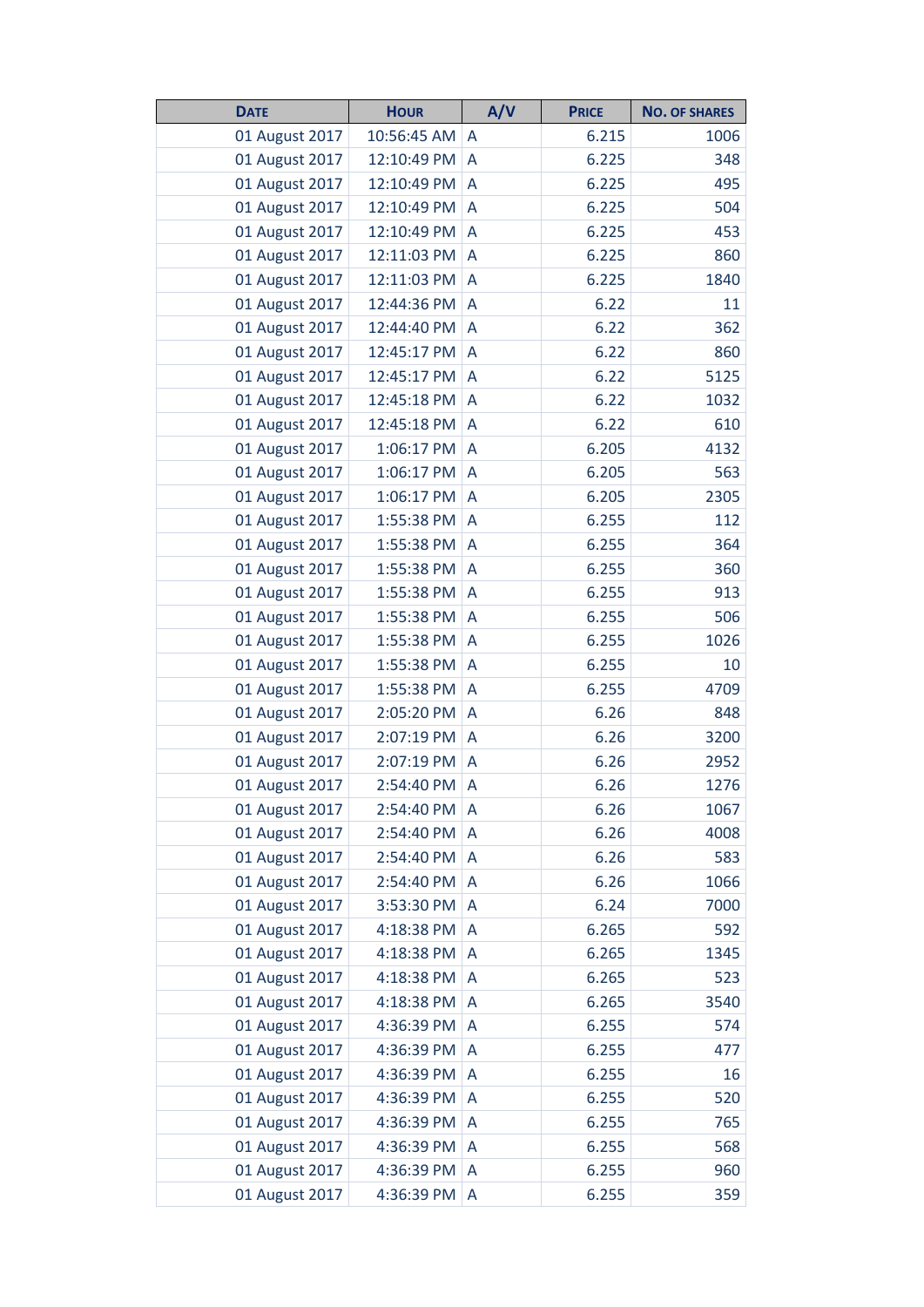| Date | Hour | A/V | Price | No. of shares |
|---|---|---|---|---|
| 01 August 2017 | 10:56:45 AM | A | 6.215 | 1006 |
| 01 August 2017 | 12:10:49 PM | A | 6.225 | 348 |
| 01 August 2017 | 12:10:49 PM | A | 6.225 | 495 |
| 01 August 2017 | 12:10:49 PM | A | 6.225 | 504 |
| 01 August 2017 | 12:10:49 PM | A | 6.225 | 453 |
| 01 August 2017 | 12:11:03 PM | A | 6.225 | 860 |
| 01 August 2017 | 12:11:03 PM | A | 6.225 | 1840 |
| 01 August 2017 | 12:44:36 PM | A | 6.22 | 11 |
| 01 August 2017 | 12:44:40 PM | A | 6.22 | 362 |
| 01 August 2017 | 12:45:17 PM | A | 6.22 | 860 |
| 01 August 2017 | 12:45:17 PM | A | 6.22 | 5125 |
| 01 August 2017 | 12:45:18 PM | A | 6.22 | 1032 |
| 01 August 2017 | 12:45:18 PM | A | 6.22 | 610 |
| 01 August 2017 | 1:06:17 PM | A | 6.205 | 4132 |
| 01 August 2017 | 1:06:17 PM | A | 6.205 | 563 |
| 01 August 2017 | 1:06:17 PM | A | 6.205 | 2305 |
| 01 August 2017 | 1:55:38 PM | A | 6.255 | 112 |
| 01 August 2017 | 1:55:38 PM | A | 6.255 | 364 |
| 01 August 2017 | 1:55:38 PM | A | 6.255 | 360 |
| 01 August 2017 | 1:55:38 PM | A | 6.255 | 913 |
| 01 August 2017 | 1:55:38 PM | A | 6.255 | 506 |
| 01 August 2017 | 1:55:38 PM | A | 6.255 | 1026 |
| 01 August 2017 | 1:55:38 PM | A | 6.255 | 10 |
| 01 August 2017 | 1:55:38 PM | A | 6.255 | 4709 |
| 01 August 2017 | 2:05:20 PM | A | 6.26 | 848 |
| 01 August 2017 | 2:07:19 PM | A | 6.26 | 3200 |
| 01 August 2017 | 2:07:19 PM | A | 6.26 | 2952 |
| 01 August 2017 | 2:54:40 PM | A | 6.26 | 1276 |
| 01 August 2017 | 2:54:40 PM | A | 6.26 | 1067 |
| 01 August 2017 | 2:54:40 PM | A | 6.26 | 4008 |
| 01 August 2017 | 2:54:40 PM | A | 6.26 | 583 |
| 01 August 2017 | 2:54:40 PM | A | 6.26 | 1066 |
| 01 August 2017 | 3:53:30 PM | A | 6.24 | 7000 |
| 01 August 2017 | 4:18:38 PM | A | 6.265 | 592 |
| 01 August 2017 | 4:18:38 PM | A | 6.265 | 1345 |
| 01 August 2017 | 4:18:38 PM | A | 6.265 | 523 |
| 01 August 2017 | 4:18:38 PM | A | 6.265 | 3540 |
| 01 August 2017 | 4:36:39 PM | A | 6.255 | 574 |
| 01 August 2017 | 4:36:39 PM | A | 6.255 | 477 |
| 01 August 2017 | 4:36:39 PM | A | 6.255 | 16 |
| 01 August 2017 | 4:36:39 PM | A | 6.255 | 520 |
| 01 August 2017 | 4:36:39 PM | A | 6.255 | 765 |
| 01 August 2017 | 4:36:39 PM | A | 6.255 | 568 |
| 01 August 2017 | 4:36:39 PM | A | 6.255 | 960 |
| 01 August 2017 | 4:36:39 PM | A | 6.255 | 359 |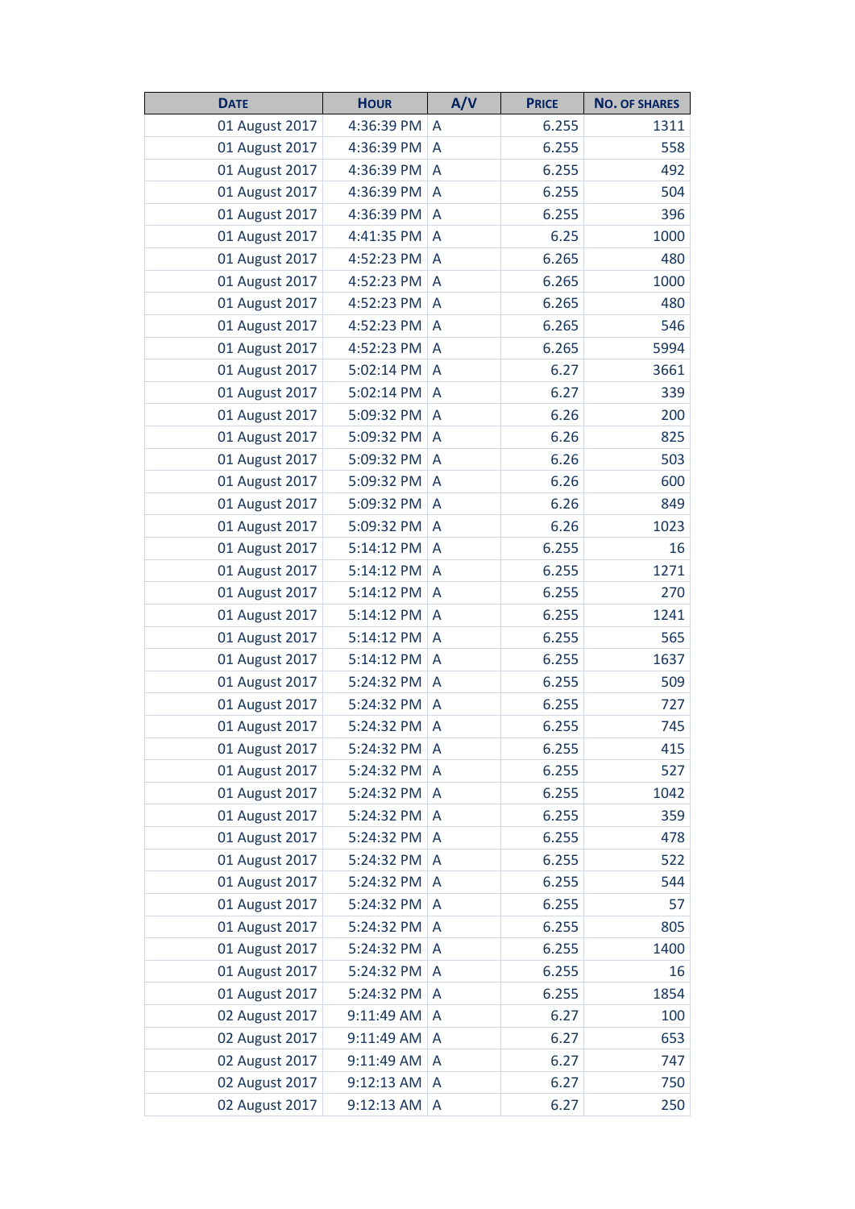| Date | Hour | A/V | Price | No. of shares |
| --- | --- | --- | --- | --- |
| 01 August 2017 | 4:36:39 PM | A | 6.255 | 1311 |
| 01 August 2017 | 4:36:39 PM | A | 6.255 | 558 |
| 01 August 2017 | 4:36:39 PM | A | 6.255 | 492 |
| 01 August 2017 | 4:36:39 PM | A | 6.255 | 504 |
| 01 August 2017 | 4:36:39 PM | A | 6.255 | 396 |
| 01 August 2017 | 4:41:35 PM | A | 6.25 | 1000 |
| 01 August 2017 | 4:52:23 PM | A | 6.265 | 480 |
| 01 August 2017 | 4:52:23 PM | A | 6.265 | 1000 |
| 01 August 2017 | 4:52:23 PM | A | 6.265 | 480 |
| 01 August 2017 | 4:52:23 PM | A | 6.265 | 546 |
| 01 August 2017 | 4:52:23 PM | A | 6.265 | 5994 |
| 01 August 2017 | 5:02:14 PM | A | 6.27 | 3661 |
| 01 August 2017 | 5:02:14 PM | A | 6.27 | 339 |
| 01 August 2017 | 5:09:32 PM | A | 6.26 | 200 |
| 01 August 2017 | 5:09:32 PM | A | 6.26 | 825 |
| 01 August 2017 | 5:09:32 PM | A | 6.26 | 503 |
| 01 August 2017 | 5:09:32 PM | A | 6.26 | 600 |
| 01 August 2017 | 5:09:32 PM | A | 6.26 | 849 |
| 01 August 2017 | 5:09:32 PM | A | 6.26 | 1023 |
| 01 August 2017 | 5:14:12 PM | A | 6.255 | 16 |
| 01 August 2017 | 5:14:12 PM | A | 6.255 | 1271 |
| 01 August 2017 | 5:14:12 PM | A | 6.255 | 270 |
| 01 August 2017 | 5:14:12 PM | A | 6.255 | 1241 |
| 01 August 2017 | 5:14:12 PM | A | 6.255 | 565 |
| 01 August 2017 | 5:14:12 PM | A | 6.255 | 1637 |
| 01 August 2017 | 5:24:32 PM | A | 6.255 | 509 |
| 01 August 2017 | 5:24:32 PM | A | 6.255 | 727 |
| 01 August 2017 | 5:24:32 PM | A | 6.255 | 745 |
| 01 August 2017 | 5:24:32 PM | A | 6.255 | 415 |
| 01 August 2017 | 5:24:32 PM | A | 6.255 | 527 |
| 01 August 2017 | 5:24:32 PM | A | 6.255 | 1042 |
| 01 August 2017 | 5:24:32 PM | A | 6.255 | 359 |
| 01 August 2017 | 5:24:32 PM | A | 6.255 | 478 |
| 01 August 2017 | 5:24:32 PM | A | 6.255 | 522 |
| 01 August 2017 | 5:24:32 PM | A | 6.255 | 544 |
| 01 August 2017 | 5:24:32 PM | A | 6.255 | 57 |
| 01 August 2017 | 5:24:32 PM | A | 6.255 | 805 |
| 01 August 2017 | 5:24:32 PM | A | 6.255 | 1400 |
| 01 August 2017 | 5:24:32 PM | A | 6.255 | 16 |
| 01 August 2017 | 5:24:32 PM | A | 6.255 | 1854 |
| 02 August 2017 | 9:11:49 AM | A | 6.27 | 100 |
| 02 August 2017 | 9:11:49 AM | A | 6.27 | 653 |
| 02 August 2017 | 9:11:49 AM | A | 6.27 | 747 |
| 02 August 2017 | 9:12:13 AM | A | 6.27 | 750 |
| 02 August 2017 | 9:12:13 AM | A | 6.27 | 250 |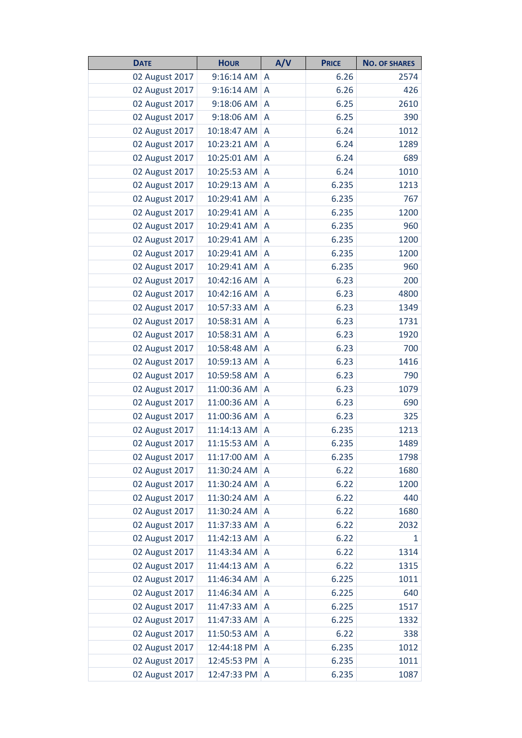| Date | Hour | A/V | Price | No. of shares |
|---|---|---|---|---|
| 02 August 2017 | 9:16:14 AM | A | 6.26 | 2574 |
| 02 August 2017 | 9:16:14 AM | A | 6.26 | 426 |
| 02 August 2017 | 9:18:06 AM | A | 6.25 | 2610 |
| 02 August 2017 | 9:18:06 AM | A | 6.25 | 390 |
| 02 August 2017 | 10:18:47 AM | A | 6.24 | 1012 |
| 02 August 2017 | 10:23:21 AM | A | 6.24 | 1289 |
| 02 August 2017 | 10:25:01 AM | A | 6.24 | 689 |
| 02 August 2017 | 10:25:53 AM | A | 6.24 | 1010 |
| 02 August 2017 | 10:29:13 AM | A | 6.235 | 1213 |
| 02 August 2017 | 10:29:41 AM | A | 6.235 | 767 |
| 02 August 2017 | 10:29:41 AM | A | 6.235 | 1200 |
| 02 August 2017 | 10:29:41 AM | A | 6.235 | 960 |
| 02 August 2017 | 10:29:41 AM | A | 6.235 | 1200 |
| 02 August 2017 | 10:29:41 AM | A | 6.235 | 1200 |
| 02 August 2017 | 10:29:41 AM | A | 6.235 | 960 |
| 02 August 2017 | 10:42:16 AM | A | 6.23 | 200 |
| 02 August 2017 | 10:42:16 AM | A | 6.23 | 4800 |
| 02 August 2017 | 10:57:33 AM | A | 6.23 | 1349 |
| 02 August 2017 | 10:58:31 AM | A | 6.23 | 1731 |
| 02 August 2017 | 10:58:31 AM | A | 6.23 | 1920 |
| 02 August 2017 | 10:58:48 AM | A | 6.23 | 700 |
| 02 August 2017 | 10:59:13 AM | A | 6.23 | 1416 |
| 02 August 2017 | 10:59:58 AM | A | 6.23 | 790 |
| 02 August 2017 | 11:00:36 AM | A | 6.23 | 1079 |
| 02 August 2017 | 11:00:36 AM | A | 6.23 | 690 |
| 02 August 2017 | 11:00:36 AM | A | 6.23 | 325 |
| 02 August 2017 | 11:14:13 AM | A | 6.235 | 1213 |
| 02 August 2017 | 11:15:53 AM | A | 6.235 | 1489 |
| 02 August 2017 | 11:17:00 AM | A | 6.235 | 1798 |
| 02 August 2017 | 11:30:24 AM | A | 6.22 | 1680 |
| 02 August 2017 | 11:30:24 AM | A | 6.22 | 1200 |
| 02 August 2017 | 11:30:24 AM | A | 6.22 | 440 |
| 02 August 2017 | 11:30:24 AM | A | 6.22 | 1680 |
| 02 August 2017 | 11:37:33 AM | A | 6.22 | 2032 |
| 02 August 2017 | 11:42:13 AM | A | 6.22 | 1 |
| 02 August 2017 | 11:43:34 AM | A | 6.22 | 1314 |
| 02 August 2017 | 11:44:13 AM | A | 6.22 | 1315 |
| 02 August 2017 | 11:46:34 AM | A | 6.225 | 1011 |
| 02 August 2017 | 11:46:34 AM | A | 6.225 | 640 |
| 02 August 2017 | 11:47:33 AM | A | 6.225 | 1517 |
| 02 August 2017 | 11:47:33 AM | A | 6.225 | 1332 |
| 02 August 2017 | 11:50:53 AM | A | 6.22 | 338 |
| 02 August 2017 | 12:44:18 PM | A | 6.235 | 1012 |
| 02 August 2017 | 12:45:53 PM | A | 6.235 | 1011 |
| 02 August 2017 | 12:47:33 PM | A | 6.235 | 1087 |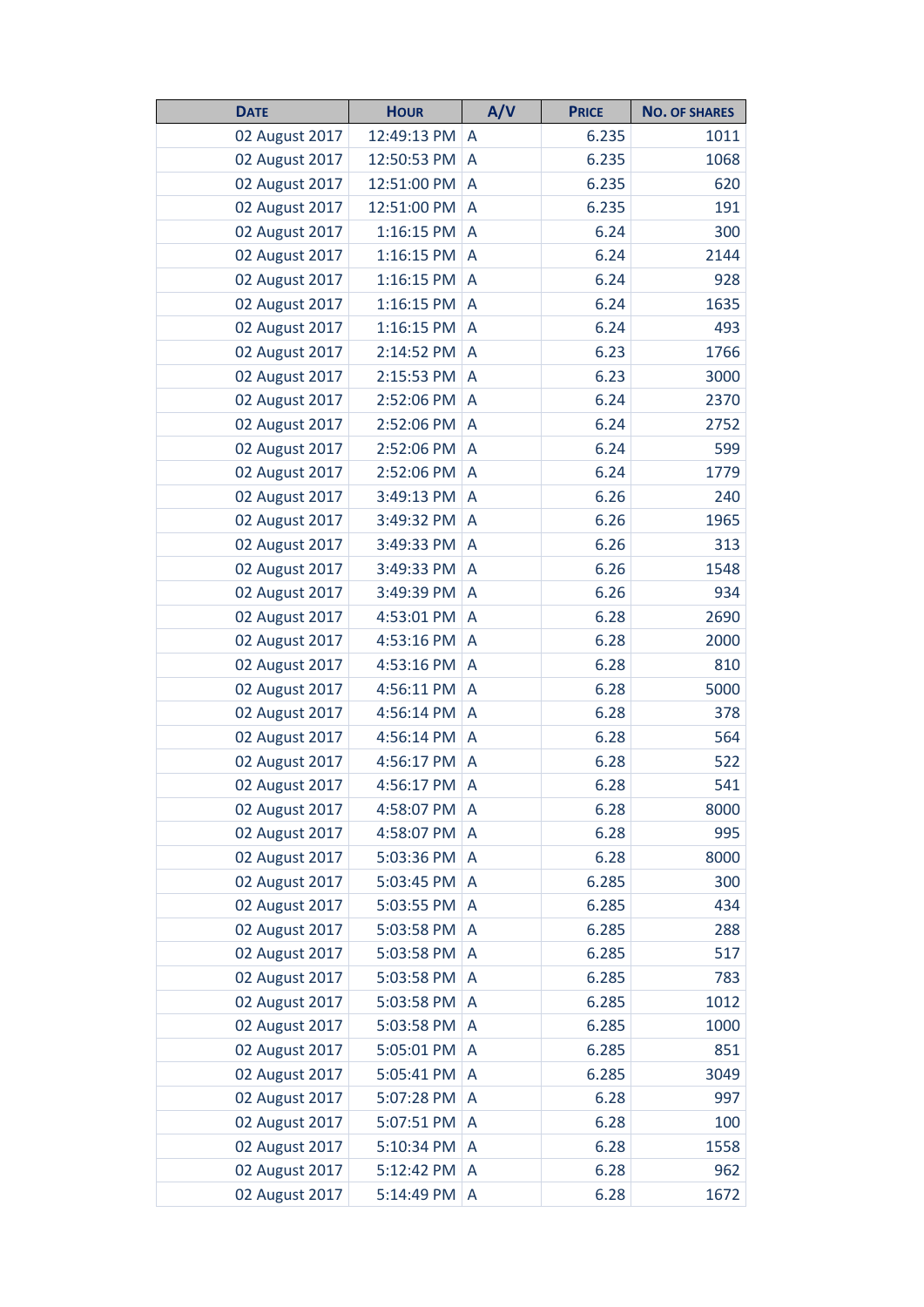| Date | Hour | A/V | Price | No. of shares |
|---|---|---|---|---|
| 02 August 2017 | 12:49:13 PM | A | 6.235 | 1011 |
| 02 August 2017 | 12:50:53 PM | A | 6.235 | 1068 |
| 02 August 2017 | 12:51:00 PM | A | 6.235 | 620 |
| 02 August 2017 | 12:51:00 PM | A | 6.235 | 191 |
| 02 August 2017 | 1:16:15 PM | A | 6.24 | 300 |
| 02 August 2017 | 1:16:15 PM | A | 6.24 | 2144 |
| 02 August 2017 | 1:16:15 PM | A | 6.24 | 928 |
| 02 August 2017 | 1:16:15 PM | A | 6.24 | 1635 |
| 02 August 2017 | 1:16:15 PM | A | 6.24 | 493 |
| 02 August 2017 | 2:14:52 PM | A | 6.23 | 1766 |
| 02 August 2017 | 2:15:53 PM | A | 6.23 | 3000 |
| 02 August 2017 | 2:52:06 PM | A | 6.24 | 2370 |
| 02 August 2017 | 2:52:06 PM | A | 6.24 | 2752 |
| 02 August 2017 | 2:52:06 PM | A | 6.24 | 599 |
| 02 August 2017 | 2:52:06 PM | A | 6.24 | 1779 |
| 02 August 2017 | 3:49:13 PM | A | 6.26 | 240 |
| 02 August 2017 | 3:49:32 PM | A | 6.26 | 1965 |
| 02 August 2017 | 3:49:33 PM | A | 6.26 | 313 |
| 02 August 2017 | 3:49:33 PM | A | 6.26 | 1548 |
| 02 August 2017 | 3:49:39 PM | A | 6.26 | 934 |
| 02 August 2017 | 4:53:01 PM | A | 6.28 | 2690 |
| 02 August 2017 | 4:53:16 PM | A | 6.28 | 2000 |
| 02 August 2017 | 4:53:16 PM | A | 6.28 | 810 |
| 02 August 2017 | 4:56:11 PM | A | 6.28 | 5000 |
| 02 August 2017 | 4:56:14 PM | A | 6.28 | 378 |
| 02 August 2017 | 4:56:14 PM | A | 6.28 | 564 |
| 02 August 2017 | 4:56:17 PM | A | 6.28 | 522 |
| 02 August 2017 | 4:56:17 PM | A | 6.28 | 541 |
| 02 August 2017 | 4:58:07 PM | A | 6.28 | 8000 |
| 02 August 2017 | 4:58:07 PM | A | 6.28 | 995 |
| 02 August 2017 | 5:03:36 PM | A | 6.28 | 8000 |
| 02 August 2017 | 5:03:45 PM | A | 6.285 | 300 |
| 02 August 2017 | 5:03:55 PM | A | 6.285 | 434 |
| 02 August 2017 | 5:03:58 PM | A | 6.285 | 288 |
| 02 August 2017 | 5:03:58 PM | A | 6.285 | 517 |
| 02 August 2017 | 5:03:58 PM | A | 6.285 | 783 |
| 02 August 2017 | 5:03:58 PM | A | 6.285 | 1012 |
| 02 August 2017 | 5:03:58 PM | A | 6.285 | 1000 |
| 02 August 2017 | 5:05:01 PM | A | 6.285 | 851 |
| 02 August 2017 | 5:05:41 PM | A | 6.285 | 3049 |
| 02 August 2017 | 5:07:28 PM | A | 6.28 | 997 |
| 02 August 2017 | 5:07:51 PM | A | 6.28 | 100 |
| 02 August 2017 | 5:10:34 PM | A | 6.28 | 1558 |
| 02 August 2017 | 5:12:42 PM | A | 6.28 | 962 |
| 02 August 2017 | 5:14:49 PM | A | 6.28 | 1672 |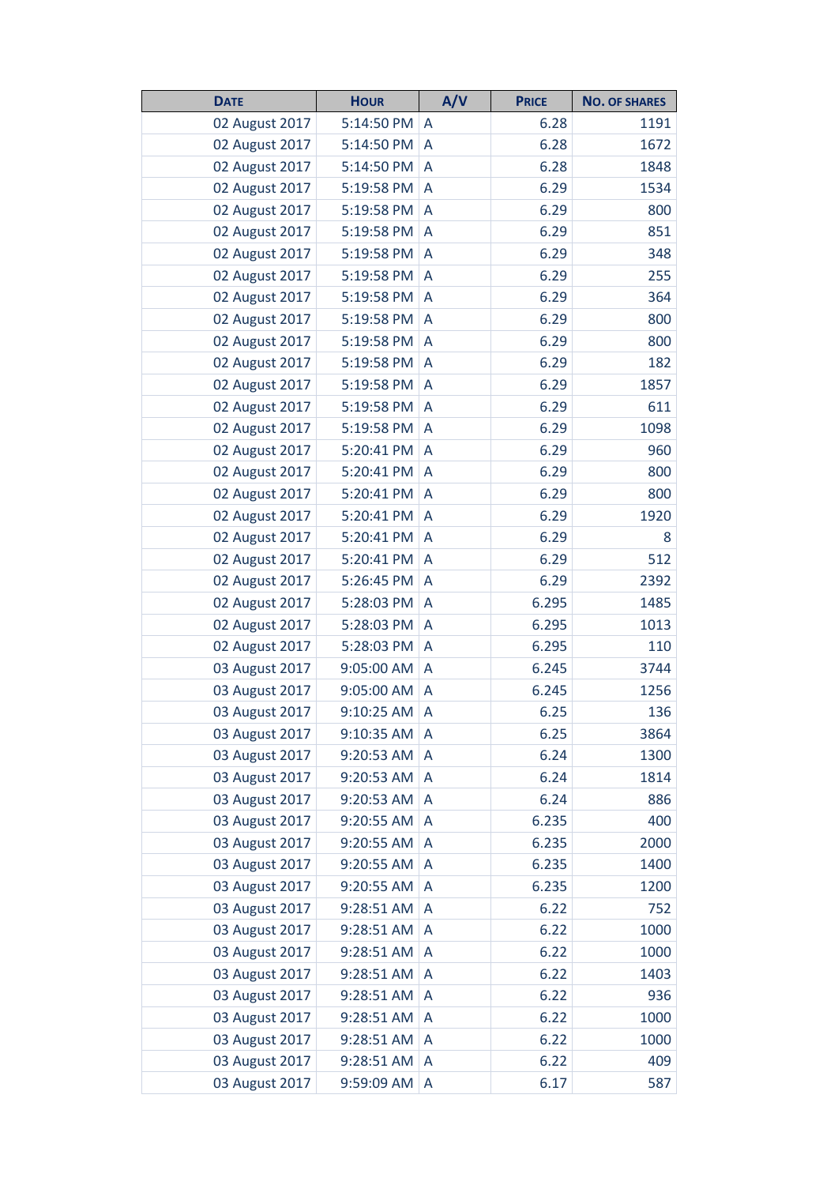| Date | Hour | A/V | Price | No. of shares |
|---|---|---|---|---|
| 02 August 2017 | 5:14:50 PM | A | 6.28 | 1191 |
| 02 August 2017 | 5:14:50 PM | A | 6.28 | 1672 |
| 02 August 2017 | 5:14:50 PM | A | 6.28 | 1848 |
| 02 August 2017 | 5:19:58 PM | A | 6.29 | 1534 |
| 02 August 2017 | 5:19:58 PM | A | 6.29 | 800 |
| 02 August 2017 | 5:19:58 PM | A | 6.29 | 851 |
| 02 August 2017 | 5:19:58 PM | A | 6.29 | 348 |
| 02 August 2017 | 5:19:58 PM | A | 6.29 | 255 |
| 02 August 2017 | 5:19:58 PM | A | 6.29 | 364 |
| 02 August 2017 | 5:19:58 PM | A | 6.29 | 800 |
| 02 August 2017 | 5:19:58 PM | A | 6.29 | 800 |
| 02 August 2017 | 5:19:58 PM | A | 6.29 | 182 |
| 02 August 2017 | 5:19:58 PM | A | 6.29 | 1857 |
| 02 August 2017 | 5:19:58 PM | A | 6.29 | 611 |
| 02 August 2017 | 5:19:58 PM | A | 6.29 | 1098 |
| 02 August 2017 | 5:20:41 PM | A | 6.29 | 960 |
| 02 August 2017 | 5:20:41 PM | A | 6.29 | 800 |
| 02 August 2017 | 5:20:41 PM | A | 6.29 | 800 |
| 02 August 2017 | 5:20:41 PM | A | 6.29 | 1920 |
| 02 August 2017 | 5:20:41 PM | A | 6.29 | 8 |
| 02 August 2017 | 5:20:41 PM | A | 6.29 | 512 |
| 02 August 2017 | 5:26:45 PM | A | 6.29 | 2392 |
| 02 August 2017 | 5:28:03 PM | A | 6.295 | 1485 |
| 02 August 2017 | 5:28:03 PM | A | 6.295 | 1013 |
| 02 August 2017 | 5:28:03 PM | A | 6.295 | 110 |
| 03 August 2017 | 9:05:00 AM | A | 6.245 | 3744 |
| 03 August 2017 | 9:05:00 AM | A | 6.245 | 1256 |
| 03 August 2017 | 9:10:25 AM | A | 6.25 | 136 |
| 03 August 2017 | 9:10:35 AM | A | 6.25 | 3864 |
| 03 August 2017 | 9:20:53 AM | A | 6.24 | 1300 |
| 03 August 2017 | 9:20:53 AM | A | 6.24 | 1814 |
| 03 August 2017 | 9:20:53 AM | A | 6.24 | 886 |
| 03 August 2017 | 9:20:55 AM | A | 6.235 | 400 |
| 03 August 2017 | 9:20:55 AM | A | 6.235 | 2000 |
| 03 August 2017 | 9:20:55 AM | A | 6.235 | 1400 |
| 03 August 2017 | 9:20:55 AM | A | 6.235 | 1200 |
| 03 August 2017 | 9:28:51 AM | A | 6.22 | 752 |
| 03 August 2017 | 9:28:51 AM | A | 6.22 | 1000 |
| 03 August 2017 | 9:28:51 AM | A | 6.22 | 1000 |
| 03 August 2017 | 9:28:51 AM | A | 6.22 | 1403 |
| 03 August 2017 | 9:28:51 AM | A | 6.22 | 936 |
| 03 August 2017 | 9:28:51 AM | A | 6.22 | 1000 |
| 03 August 2017 | 9:28:51 AM | A | 6.22 | 1000 |
| 03 August 2017 | 9:28:51 AM | A | 6.22 | 409 |
| 03 August 2017 | 9:59:09 AM | A | 6.17 | 587 |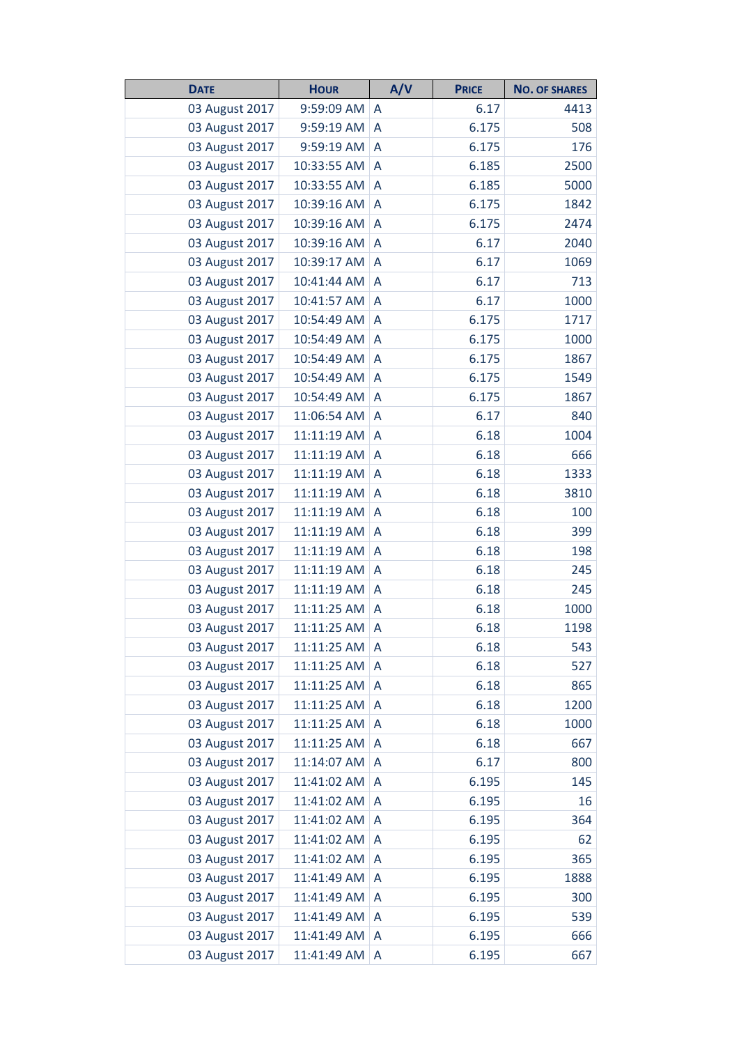| Date | Hour | A/V | Price | No. of shares |
|---|---|---|---|---|
| 03 August 2017 | 9:59:09 AM | A | 6.17 | 4413 |
| 03 August 2017 | 9:59:19 AM | A | 6.175 | 508 |
| 03 August 2017 | 9:59:19 AM | A | 6.175 | 176 |
| 03 August 2017 | 10:33:55 AM | A | 6.185 | 2500 |
| 03 August 2017 | 10:33:55 AM | A | 6.185 | 5000 |
| 03 August 2017 | 10:39:16 AM | A | 6.175 | 1842 |
| 03 August 2017 | 10:39:16 AM | A | 6.175 | 2474 |
| 03 August 2017 | 10:39:16 AM | A | 6.17 | 2040 |
| 03 August 2017 | 10:39:17 AM | A | 6.17 | 1069 |
| 03 August 2017 | 10:41:44 AM | A | 6.17 | 713 |
| 03 August 2017 | 10:41:57 AM | A | 6.17 | 1000 |
| 03 August 2017 | 10:54:49 AM | A | 6.175 | 1717 |
| 03 August 2017 | 10:54:49 AM | A | 6.175 | 1000 |
| 03 August 2017 | 10:54:49 AM | A | 6.175 | 1867 |
| 03 August 2017 | 10:54:49 AM | A | 6.175 | 1549 |
| 03 August 2017 | 10:54:49 AM | A | 6.175 | 1867 |
| 03 August 2017 | 11:06:54 AM | A | 6.17 | 840 |
| 03 August 2017 | 11:11:19 AM | A | 6.18 | 1004 |
| 03 August 2017 | 11:11:19 AM | A | 6.18 | 666 |
| 03 August 2017 | 11:11:19 AM | A | 6.18 | 1333 |
| 03 August 2017 | 11:11:19 AM | A | 6.18 | 3810 |
| 03 August 2017 | 11:11:19 AM | A | 6.18 | 100 |
| 03 August 2017 | 11:11:19 AM | A | 6.18 | 399 |
| 03 August 2017 | 11:11:19 AM | A | 6.18 | 198 |
| 03 August 2017 | 11:11:19 AM | A | 6.18 | 245 |
| 03 August 2017 | 11:11:19 AM | A | 6.18 | 245 |
| 03 August 2017 | 11:11:25 AM | A | 6.18 | 1000 |
| 03 August 2017 | 11:11:25 AM | A | 6.18 | 1198 |
| 03 August 2017 | 11:11:25 AM | A | 6.18 | 543 |
| 03 August 2017 | 11:11:25 AM | A | 6.18 | 527 |
| 03 August 2017 | 11:11:25 AM | A | 6.18 | 865 |
| 03 August 2017 | 11:11:25 AM | A | 6.18 | 1200 |
| 03 August 2017 | 11:11:25 AM | A | 6.18 | 1000 |
| 03 August 2017 | 11:11:25 AM | A | 6.18 | 667 |
| 03 August 2017 | 11:14:07 AM | A | 6.17 | 800 |
| 03 August 2017 | 11:41:02 AM | A | 6.195 | 145 |
| 03 August 2017 | 11:41:02 AM | A | 6.195 | 16 |
| 03 August 2017 | 11:41:02 AM | A | 6.195 | 364 |
| 03 August 2017 | 11:41:02 AM | A | 6.195 | 62 |
| 03 August 2017 | 11:41:02 AM | A | 6.195 | 365 |
| 03 August 2017 | 11:41:49 AM | A | 6.195 | 1888 |
| 03 August 2017 | 11:41:49 AM | A | 6.195 | 300 |
| 03 August 2017 | 11:41:49 AM | A | 6.195 | 539 |
| 03 August 2017 | 11:41:49 AM | A | 6.195 | 666 |
| 03 August 2017 | 11:41:49 AM | A | 6.195 | 667 |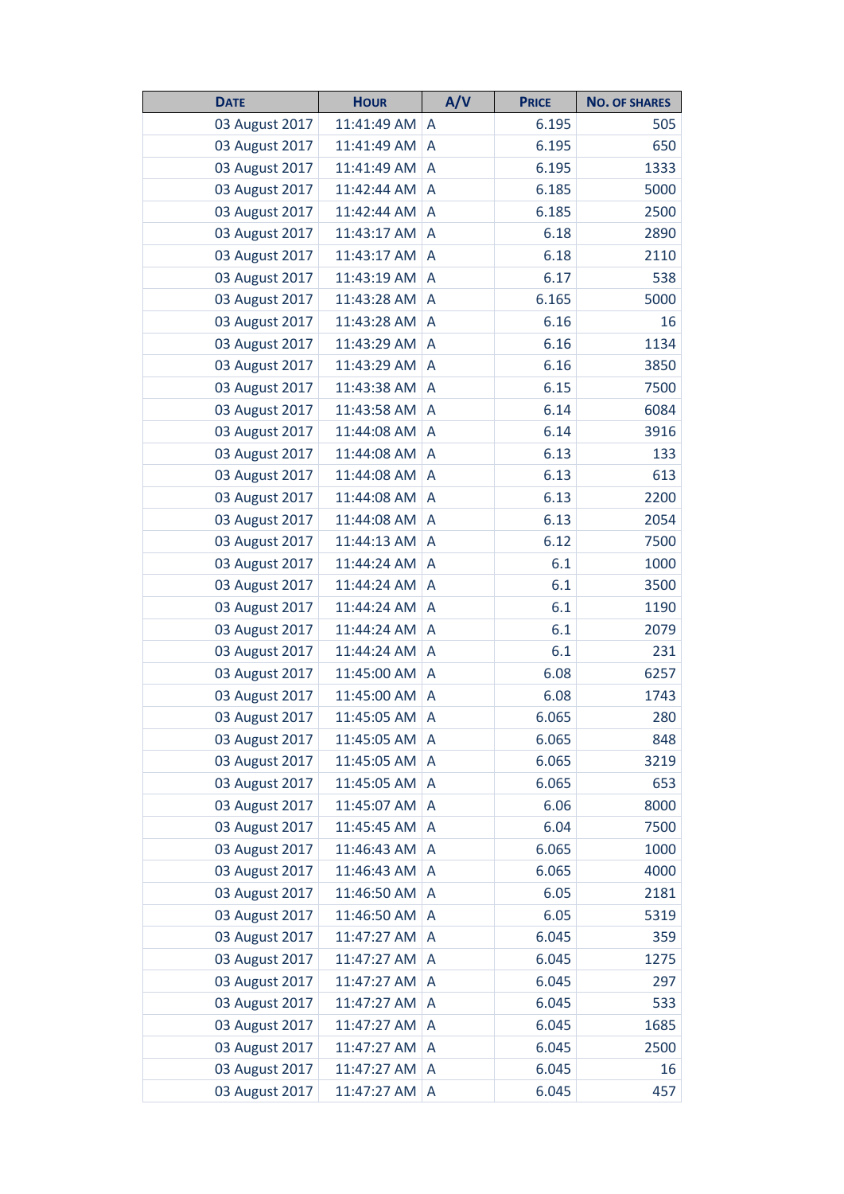| Date | Hour | A/V | Price | No. of shares |
|---|---|---|---|---|
| 03 August 2017 | 11:41:49 AM | A | 6.195 | 505 |
| 03 August 2017 | 11:41:49 AM | A | 6.195 | 650 |
| 03 August 2017 | 11:41:49 AM | A | 6.195 | 1333 |
| 03 August 2017 | 11:42:44 AM | A | 6.185 | 5000 |
| 03 August 2017 | 11:42:44 AM | A | 6.185 | 2500 |
| 03 August 2017 | 11:43:17 AM | A | 6.18 | 2890 |
| 03 August 2017 | 11:43:17 AM | A | 6.18 | 2110 |
| 03 August 2017 | 11:43:19 AM | A | 6.17 | 538 |
| 03 August 2017 | 11:43:28 AM | A | 6.165 | 5000 |
| 03 August 2017 | 11:43:28 AM | A | 6.16 | 16 |
| 03 August 2017 | 11:43:29 AM | A | 6.16 | 1134 |
| 03 August 2017 | 11:43:29 AM | A | 6.16 | 3850 |
| 03 August 2017 | 11:43:38 AM | A | 6.15 | 7500 |
| 03 August 2017 | 11:43:58 AM | A | 6.14 | 6084 |
| 03 August 2017 | 11:44:08 AM | A | 6.14 | 3916 |
| 03 August 2017 | 11:44:08 AM | A | 6.13 | 133 |
| 03 August 2017 | 11:44:08 AM | A | 6.13 | 613 |
| 03 August 2017 | 11:44:08 AM | A | 6.13 | 2200 |
| 03 August 2017 | 11:44:08 AM | A | 6.13 | 2054 |
| 03 August 2017 | 11:44:13 AM | A | 6.12 | 7500 |
| 03 August 2017 | 11:44:24 AM | A | 6.1 | 1000 |
| 03 August 2017 | 11:44:24 AM | A | 6.1 | 3500 |
| 03 August 2017 | 11:44:24 AM | A | 6.1 | 1190 |
| 03 August 2017 | 11:44:24 AM | A | 6.1 | 2079 |
| 03 August 2017 | 11:44:24 AM | A | 6.1 | 231 |
| 03 August 2017 | 11:45:00 AM | A | 6.08 | 6257 |
| 03 August 2017 | 11:45:00 AM | A | 6.08 | 1743 |
| 03 August 2017 | 11:45:05 AM | A | 6.065 | 280 |
| 03 August 2017 | 11:45:05 AM | A | 6.065 | 848 |
| 03 August 2017 | 11:45:05 AM | A | 6.065 | 3219 |
| 03 August 2017 | 11:45:05 AM | A | 6.065 | 653 |
| 03 August 2017 | 11:45:07 AM | A | 6.06 | 8000 |
| 03 August 2017 | 11:45:45 AM | A | 6.04 | 7500 |
| 03 August 2017 | 11:46:43 AM | A | 6.065 | 1000 |
| 03 August 2017 | 11:46:43 AM | A | 6.065 | 4000 |
| 03 August 2017 | 11:46:50 AM | A | 6.05 | 2181 |
| 03 August 2017 | 11:46:50 AM | A | 6.05 | 5319 |
| 03 August 2017 | 11:47:27 AM | A | 6.045 | 359 |
| 03 August 2017 | 11:47:27 AM | A | 6.045 | 1275 |
| 03 August 2017 | 11:47:27 AM | A | 6.045 | 297 |
| 03 August 2017 | 11:47:27 AM | A | 6.045 | 533 |
| 03 August 2017 | 11:47:27 AM | A | 6.045 | 1685 |
| 03 August 2017 | 11:47:27 AM | A | 6.045 | 2500 |
| 03 August 2017 | 11:47:27 AM | A | 6.045 | 16 |
| 03 August 2017 | 11:47:27 AM | A | 6.045 | 457 |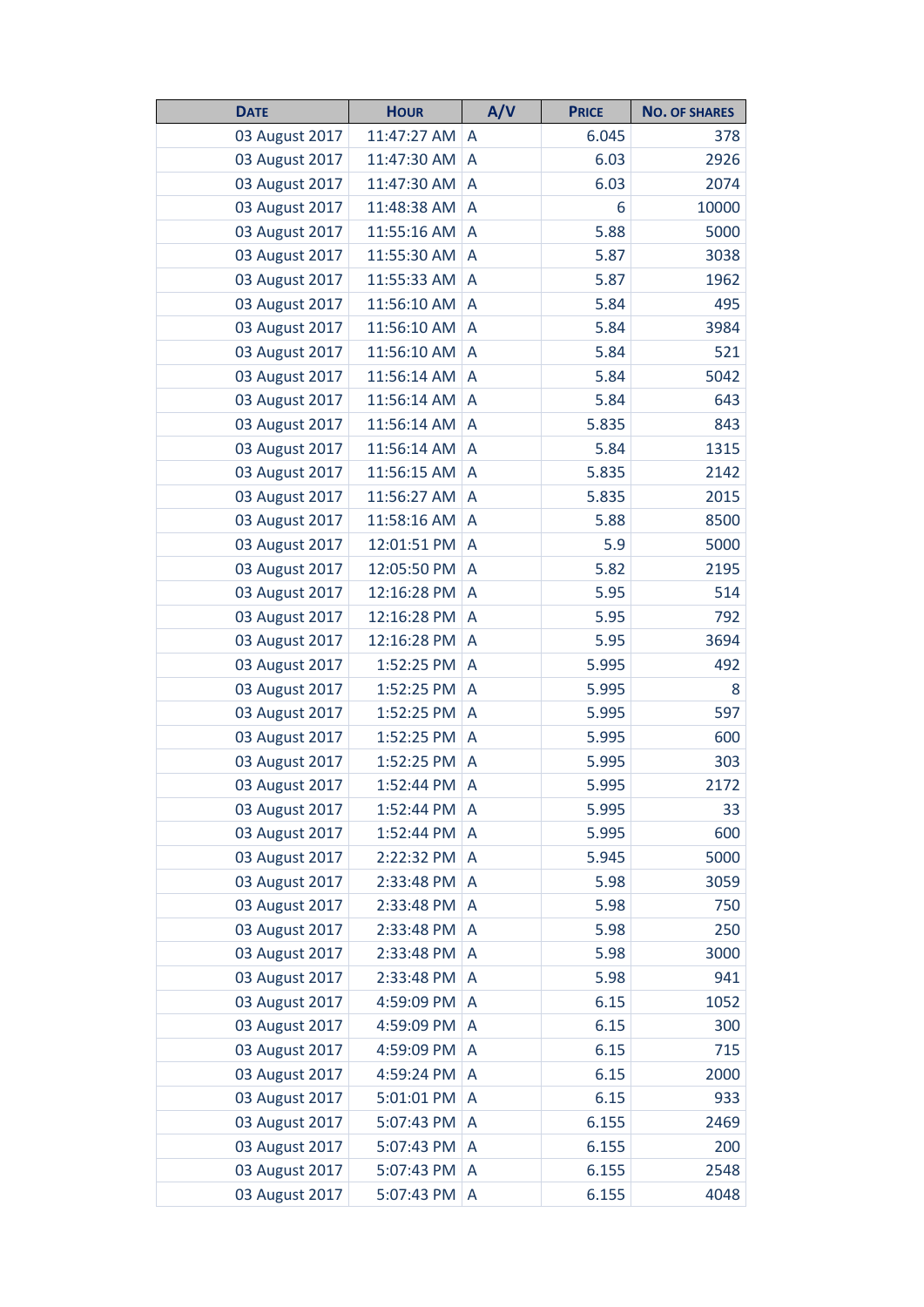| Date | Hour | A/V | Price | No. of shares |
|---|---|---|---|---|
| 03 August 2017 | 11:47:27 AM | A | 6.045 | 378 |
| 03 August 2017 | 11:47:30 AM | A | 6.03 | 2926 |
| 03 August 2017 | 11:47:30 AM | A | 6.03 | 2074 |
| 03 August 2017 | 11:48:38 AM | A | 6 | 10000 |
| 03 August 2017 | 11:55:16 AM | A | 5.88 | 5000 |
| 03 August 2017 | 11:55:30 AM | A | 5.87 | 3038 |
| 03 August 2017 | 11:55:33 AM | A | 5.87 | 1962 |
| 03 August 2017 | 11:56:10 AM | A | 5.84 | 495 |
| 03 August 2017 | 11:56:10 AM | A | 5.84 | 3984 |
| 03 August 2017 | 11:56:10 AM | A | 5.84 | 521 |
| 03 August 2017 | 11:56:14 AM | A | 5.84 | 5042 |
| 03 August 2017 | 11:56:14 AM | A | 5.84 | 643 |
| 03 August 2017 | 11:56:14 AM | A | 5.835 | 843 |
| 03 August 2017 | 11:56:14 AM | A | 5.84 | 1315 |
| 03 August 2017 | 11:56:15 AM | A | 5.835 | 2142 |
| 03 August 2017 | 11:56:27 AM | A | 5.835 | 2015 |
| 03 August 2017 | 11:58:16 AM | A | 5.88 | 8500 |
| 03 August 2017 | 12:01:51 PM | A | 5.9 | 5000 |
| 03 August 2017 | 12:05:50 PM | A | 5.82 | 2195 |
| 03 August 2017 | 12:16:28 PM | A | 5.95 | 514 |
| 03 August 2017 | 12:16:28 PM | A | 5.95 | 792 |
| 03 August 2017 | 12:16:28 PM | A | 5.95 | 3694 |
| 03 August 2017 | 1:52:25 PM | A | 5.995 | 492 |
| 03 August 2017 | 1:52:25 PM | A | 5.995 | 8 |
| 03 August 2017 | 1:52:25 PM | A | 5.995 | 597 |
| 03 August 2017 | 1:52:25 PM | A | 5.995 | 600 |
| 03 August 2017 | 1:52:25 PM | A | 5.995 | 303 |
| 03 August 2017 | 1:52:44 PM | A | 5.995 | 2172 |
| 03 August 2017 | 1:52:44 PM | A | 5.995 | 33 |
| 03 August 2017 | 1:52:44 PM | A | 5.995 | 600 |
| 03 August 2017 | 2:22:32 PM | A | 5.945 | 5000 |
| 03 August 2017 | 2:33:48 PM | A | 5.98 | 3059 |
| 03 August 2017 | 2:33:48 PM | A | 5.98 | 750 |
| 03 August 2017 | 2:33:48 PM | A | 5.98 | 250 |
| 03 August 2017 | 2:33:48 PM | A | 5.98 | 3000 |
| 03 August 2017 | 2:33:48 PM | A | 5.98 | 941 |
| 03 August 2017 | 4:59:09 PM | A | 6.15 | 1052 |
| 03 August 2017 | 4:59:09 PM | A | 6.15 | 300 |
| 03 August 2017 | 4:59:09 PM | A | 6.15 | 715 |
| 03 August 2017 | 4:59:24 PM | A | 6.15 | 2000 |
| 03 August 2017 | 5:01:01 PM | A | 6.15 | 933 |
| 03 August 2017 | 5:07:43 PM | A | 6.155 | 2469 |
| 03 August 2017 | 5:07:43 PM | A | 6.155 | 200 |
| 03 August 2017 | 5:07:43 PM | A | 6.155 | 2548 |
| 03 August 2017 | 5:07:43 PM | A | 6.155 | 4048 |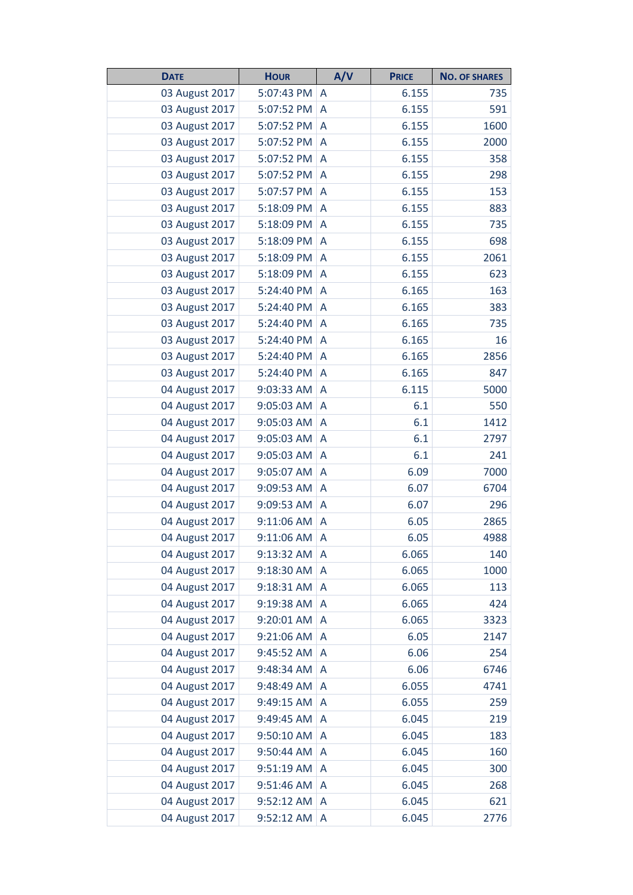| Date | Hour | A/V | Price | No. of shares |
|---|---|---|---|---|
| 03 August 2017 | 5:07:43 PM | A | 6.155 | 735 |
| 03 August 2017 | 5:07:52 PM | A | 6.155 | 591 |
| 03 August 2017 | 5:07:52 PM | A | 6.155 | 1600 |
| 03 August 2017 | 5:07:52 PM | A | 6.155 | 2000 |
| 03 August 2017 | 5:07:52 PM | A | 6.155 | 358 |
| 03 August 2017 | 5:07:52 PM | A | 6.155 | 298 |
| 03 August 2017 | 5:07:57 PM | A | 6.155 | 153 |
| 03 August 2017 | 5:18:09 PM | A | 6.155 | 883 |
| 03 August 2017 | 5:18:09 PM | A | 6.155 | 735 |
| 03 August 2017 | 5:18:09 PM | A | 6.155 | 698 |
| 03 August 2017 | 5:18:09 PM | A | 6.155 | 2061 |
| 03 August 2017 | 5:18:09 PM | A | 6.155 | 623 |
| 03 August 2017 | 5:24:40 PM | A | 6.165 | 163 |
| 03 August 2017 | 5:24:40 PM | A | 6.165 | 383 |
| 03 August 2017 | 5:24:40 PM | A | 6.165 | 735 |
| 03 August 2017 | 5:24:40 PM | A | 6.165 | 16 |
| 03 August 2017 | 5:24:40 PM | A | 6.165 | 2856 |
| 03 August 2017 | 5:24:40 PM | A | 6.165 | 847 |
| 04 August 2017 | 9:03:33 AM | A | 6.115 | 5000 |
| 04 August 2017 | 9:05:03 AM | A | 6.1 | 550 |
| 04 August 2017 | 9:05:03 AM | A | 6.1 | 1412 |
| 04 August 2017 | 9:05:03 AM | A | 6.1 | 2797 |
| 04 August 2017 | 9:05:03 AM | A | 6.1 | 241 |
| 04 August 2017 | 9:05:07 AM | A | 6.09 | 7000 |
| 04 August 2017 | 9:09:53 AM | A | 6.07 | 6704 |
| 04 August 2017 | 9:09:53 AM | A | 6.07 | 296 |
| 04 August 2017 | 9:11:06 AM | A | 6.05 | 2865 |
| 04 August 2017 | 9:11:06 AM | A | 6.05 | 4988 |
| 04 August 2017 | 9:13:32 AM | A | 6.065 | 140 |
| 04 August 2017 | 9:18:30 AM | A | 6.065 | 1000 |
| 04 August 2017 | 9:18:31 AM | A | 6.065 | 113 |
| 04 August 2017 | 9:19:38 AM | A | 6.065 | 424 |
| 04 August 2017 | 9:20:01 AM | A | 6.065 | 3323 |
| 04 August 2017 | 9:21:06 AM | A | 6.05 | 2147 |
| 04 August 2017 | 9:45:52 AM | A | 6.06 | 254 |
| 04 August 2017 | 9:48:34 AM | A | 6.06 | 6746 |
| 04 August 2017 | 9:48:49 AM | A | 6.055 | 4741 |
| 04 August 2017 | 9:49:15 AM | A | 6.055 | 259 |
| 04 August 2017 | 9:49:45 AM | A | 6.045 | 219 |
| 04 August 2017 | 9:50:10 AM | A | 6.045 | 183 |
| 04 August 2017 | 9:50:44 AM | A | 6.045 | 160 |
| 04 August 2017 | 9:51:19 AM | A | 6.045 | 300 |
| 04 August 2017 | 9:51:46 AM | A | 6.045 | 268 |
| 04 August 2017 | 9:52:12 AM | A | 6.045 | 621 |
| 04 August 2017 | 9:52:12 AM | A | 6.045 | 2776 |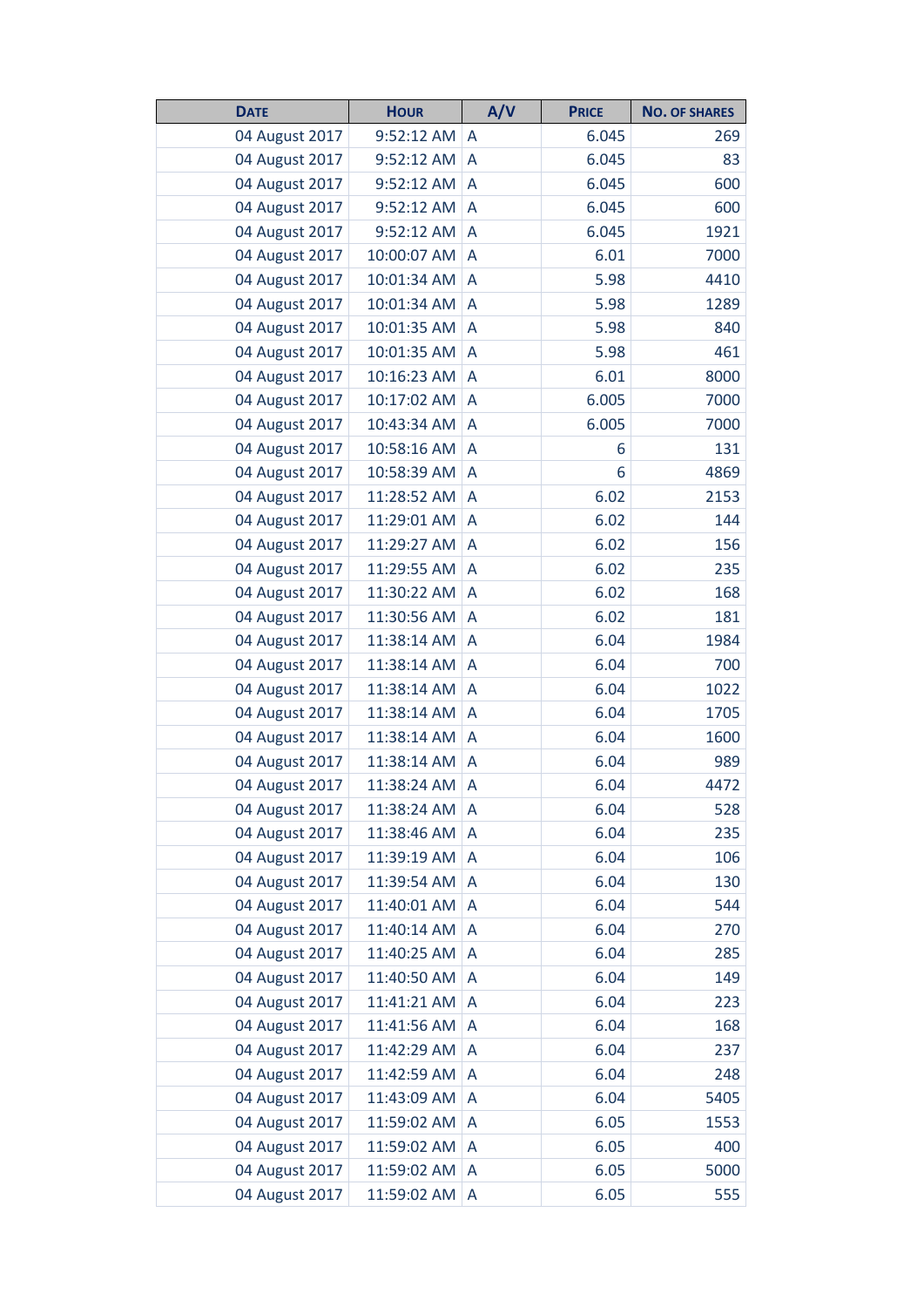| Date | Hour | A/V | Price | No. of shares |
|---|---|---|---|---|
| 04 August 2017 | 9:52:12 AM | A | 6.045 | 269 |
| 04 August 2017 | 9:52:12 AM | A | 6.045 | 83 |
| 04 August 2017 | 9:52:12 AM | A | 6.045 | 600 |
| 04 August 2017 | 9:52:12 AM | A | 6.045 | 600 |
| 04 August 2017 | 9:52:12 AM | A | 6.045 | 1921 |
| 04 August 2017 | 10:00:07 AM | A | 6.01 | 7000 |
| 04 August 2017 | 10:01:34 AM | A | 5.98 | 4410 |
| 04 August 2017 | 10:01:34 AM | A | 5.98 | 1289 |
| 04 August 2017 | 10:01:35 AM | A | 5.98 | 840 |
| 04 August 2017 | 10:01:35 AM | A | 5.98 | 461 |
| 04 August 2017 | 10:16:23 AM | A | 6.01 | 8000 |
| 04 August 2017 | 10:17:02 AM | A | 6.005 | 7000 |
| 04 August 2017 | 10:43:34 AM | A | 6.005 | 7000 |
| 04 August 2017 | 10:58:16 AM | A | 6 | 131 |
| 04 August 2017 | 10:58:39 AM | A | 6 | 4869 |
| 04 August 2017 | 11:28:52 AM | A | 6.02 | 2153 |
| 04 August 2017 | 11:29:01 AM | A | 6.02 | 144 |
| 04 August 2017 | 11:29:27 AM | A | 6.02 | 156 |
| 04 August 2017 | 11:29:55 AM | A | 6.02 | 235 |
| 04 August 2017 | 11:30:22 AM | A | 6.02 | 168 |
| 04 August 2017 | 11:30:56 AM | A | 6.02 | 181 |
| 04 August 2017 | 11:38:14 AM | A | 6.04 | 1984 |
| 04 August 2017 | 11:38:14 AM | A | 6.04 | 700 |
| 04 August 2017 | 11:38:14 AM | A | 6.04 | 1022 |
| 04 August 2017 | 11:38:14 AM | A | 6.04 | 1705 |
| 04 August 2017 | 11:38:14 AM | A | 6.04 | 1600 |
| 04 August 2017 | 11:38:14 AM | A | 6.04 | 989 |
| 04 August 2017 | 11:38:24 AM | A | 6.04 | 4472 |
| 04 August 2017 | 11:38:24 AM | A | 6.04 | 528 |
| 04 August 2017 | 11:38:46 AM | A | 6.04 | 235 |
| 04 August 2017 | 11:39:19 AM | A | 6.04 | 106 |
| 04 August 2017 | 11:39:54 AM | A | 6.04 | 130 |
| 04 August 2017 | 11:40:01 AM | A | 6.04 | 544 |
| 04 August 2017 | 11:40:14 AM | A | 6.04 | 270 |
| 04 August 2017 | 11:40:25 AM | A | 6.04 | 285 |
| 04 August 2017 | 11:40:50 AM | A | 6.04 | 149 |
| 04 August 2017 | 11:41:21 AM | A | 6.04 | 223 |
| 04 August 2017 | 11:41:56 AM | A | 6.04 | 168 |
| 04 August 2017 | 11:42:29 AM | A | 6.04 | 237 |
| 04 August 2017 | 11:42:59 AM | A | 6.04 | 248 |
| 04 August 2017 | 11:43:09 AM | A | 6.04 | 5405 |
| 04 August 2017 | 11:59:02 AM | A | 6.05 | 1553 |
| 04 August 2017 | 11:59:02 AM | A | 6.05 | 400 |
| 04 August 2017 | 11:59:02 AM | A | 6.05 | 5000 |
| 04 August 2017 | 11:59:02 AM | A | 6.05 | 555 |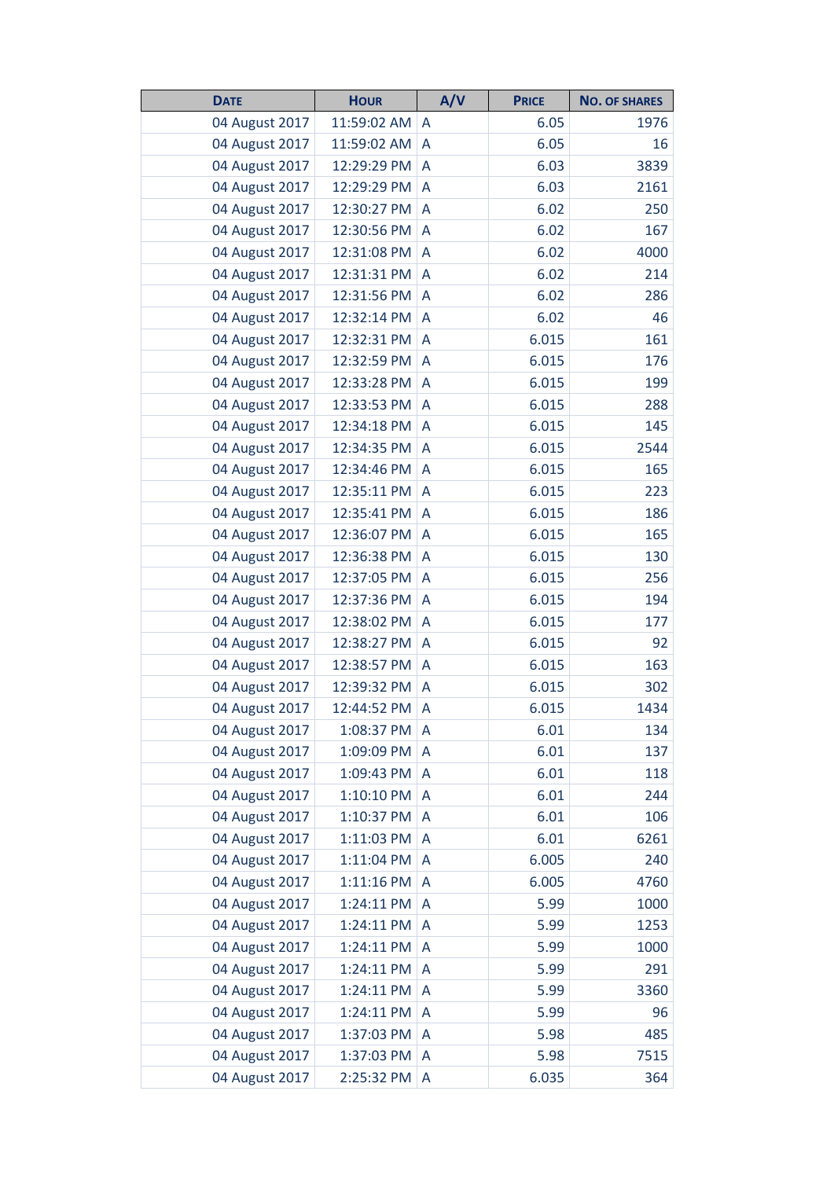| DATE | HOUR | A/V | PRICE | NO. OF SHARES |
|---|---|---|---|---|
| 04 August 2017 | 11:59:02 AM | A | 6.05 | 1976 |
| 04 August 2017 | 11:59:02 AM | A | 6.05 | 16 |
| 04 August 2017 | 12:29:29 PM | A | 6.03 | 3839 |
| 04 August 2017 | 12:29:29 PM | A | 6.03 | 2161 |
| 04 August 2017 | 12:30:27 PM | A | 6.02 | 250 |
| 04 August 2017 | 12:30:56 PM | A | 6.02 | 167 |
| 04 August 2017 | 12:31:08 PM | A | 6.02 | 4000 |
| 04 August 2017 | 12:31:31 PM | A | 6.02 | 214 |
| 04 August 2017 | 12:31:56 PM | A | 6.02 | 286 |
| 04 August 2017 | 12:32:14 PM | A | 6.02 | 46 |
| 04 August 2017 | 12:32:31 PM | A | 6.015 | 161 |
| 04 August 2017 | 12:32:59 PM | A | 6.015 | 176 |
| 04 August 2017 | 12:33:28 PM | A | 6.015 | 199 |
| 04 August 2017 | 12:33:53 PM | A | 6.015 | 288 |
| 04 August 2017 | 12:34:18 PM | A | 6.015 | 145 |
| 04 August 2017 | 12:34:35 PM | A | 6.015 | 2544 |
| 04 August 2017 | 12:34:46 PM | A | 6.015 | 165 |
| 04 August 2017 | 12:35:11 PM | A | 6.015 | 223 |
| 04 August 2017 | 12:35:41 PM | A | 6.015 | 186 |
| 04 August 2017 | 12:36:07 PM | A | 6.015 | 165 |
| 04 August 2017 | 12:36:38 PM | A | 6.015 | 130 |
| 04 August 2017 | 12:37:05 PM | A | 6.015 | 256 |
| 04 August 2017 | 12:37:36 PM | A | 6.015 | 194 |
| 04 August 2017 | 12:38:02 PM | A | 6.015 | 177 |
| 04 August 2017 | 12:38:27 PM | A | 6.015 | 92 |
| 04 August 2017 | 12:38:57 PM | A | 6.015 | 163 |
| 04 August 2017 | 12:39:32 PM | A | 6.015 | 302 |
| 04 August 2017 | 12:44:52 PM | A | 6.015 | 1434 |
| 04 August 2017 | 1:08:37 PM | A | 6.01 | 134 |
| 04 August 2017 | 1:09:09 PM | A | 6.01 | 137 |
| 04 August 2017 | 1:09:43 PM | A | 6.01 | 118 |
| 04 August 2017 | 1:10:10 PM | A | 6.01 | 244 |
| 04 August 2017 | 1:10:37 PM | A | 6.01 | 106 |
| 04 August 2017 | 1:11:03 PM | A | 6.01 | 6261 |
| 04 August 2017 | 1:11:04 PM | A | 6.005 | 240 |
| 04 August 2017 | 1:11:16 PM | A | 6.005 | 4760 |
| 04 August 2017 | 1:24:11 PM | A | 5.99 | 1000 |
| 04 August 2017 | 1:24:11 PM | A | 5.99 | 1253 |
| 04 August 2017 | 1:24:11 PM | A | 5.99 | 1000 |
| 04 August 2017 | 1:24:11 PM | A | 5.99 | 291 |
| 04 August 2017 | 1:24:11 PM | A | 5.99 | 3360 |
| 04 August 2017 | 1:24:11 PM | A | 5.99 | 96 |
| 04 August 2017 | 1:37:03 PM | A | 5.98 | 485 |
| 04 August 2017 | 1:37:03 PM | A | 5.98 | 7515 |
| 04 August 2017 | 2:25:32 PM | A | 6.035 | 364 |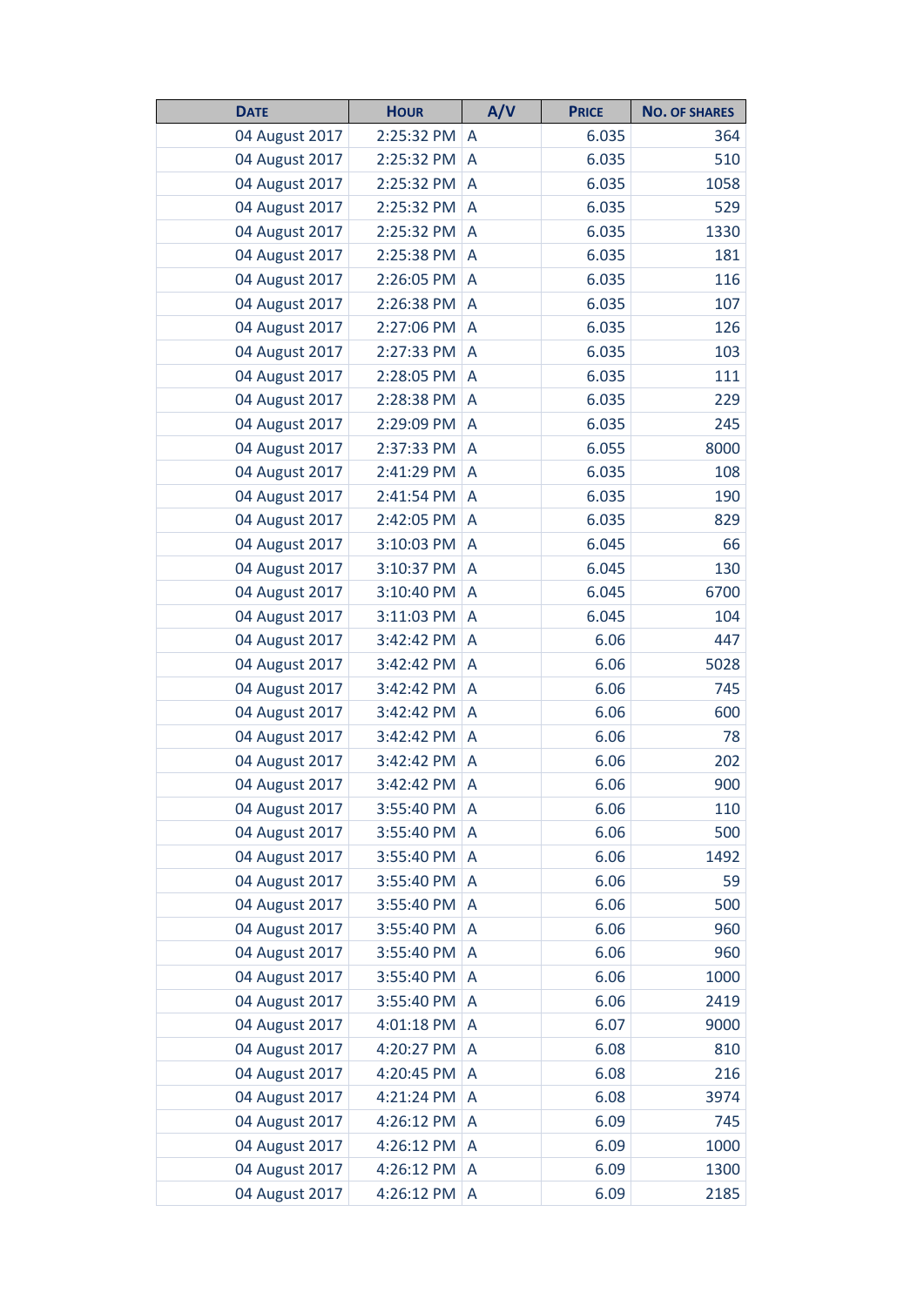| Date | Hour | A/V | Price | No. of shares |
|---|---|---|---|---|
| 04 August 2017 | 2:25:32 PM | A | 6.035 | 364 |
| 04 August 2017 | 2:25:32 PM | A | 6.035 | 510 |
| 04 August 2017 | 2:25:32 PM | A | 6.035 | 1058 |
| 04 August 2017 | 2:25:32 PM | A | 6.035 | 529 |
| 04 August 2017 | 2:25:32 PM | A | 6.035 | 1330 |
| 04 August 2017 | 2:25:38 PM | A | 6.035 | 181 |
| 04 August 2017 | 2:26:05 PM | A | 6.035 | 116 |
| 04 August 2017 | 2:26:38 PM | A | 6.035 | 107 |
| 04 August 2017 | 2:27:06 PM | A | 6.035 | 126 |
| 04 August 2017 | 2:27:33 PM | A | 6.035 | 103 |
| 04 August 2017 | 2:28:05 PM | A | 6.035 | 111 |
| 04 August 2017 | 2:28:38 PM | A | 6.035 | 229 |
| 04 August 2017 | 2:29:09 PM | A | 6.035 | 245 |
| 04 August 2017 | 2:37:33 PM | A | 6.055 | 8000 |
| 04 August 2017 | 2:41:29 PM | A | 6.035 | 108 |
| 04 August 2017 | 2:41:54 PM | A | 6.035 | 190 |
| 04 August 2017 | 2:42:05 PM | A | 6.035 | 829 |
| 04 August 2017 | 3:10:03 PM | A | 6.045 | 66 |
| 04 August 2017 | 3:10:37 PM | A | 6.045 | 130 |
| 04 August 2017 | 3:10:40 PM | A | 6.045 | 6700 |
| 04 August 2017 | 3:11:03 PM | A | 6.045 | 104 |
| 04 August 2017 | 3:42:42 PM | A | 6.06 | 447 |
| 04 August 2017 | 3:42:42 PM | A | 6.06 | 5028 |
| 04 August 2017 | 3:42:42 PM | A | 6.06 | 745 |
| 04 August 2017 | 3:42:42 PM | A | 6.06 | 600 |
| 04 August 2017 | 3:42:42 PM | A | 6.06 | 78 |
| 04 August 2017 | 3:42:42 PM | A | 6.06 | 202 |
| 04 August 2017 | 3:42:42 PM | A | 6.06 | 900 |
| 04 August 2017 | 3:55:40 PM | A | 6.06 | 110 |
| 04 August 2017 | 3:55:40 PM | A | 6.06 | 500 |
| 04 August 2017 | 3:55:40 PM | A | 6.06 | 1492 |
| 04 August 2017 | 3:55:40 PM | A | 6.06 | 59 |
| 04 August 2017 | 3:55:40 PM | A | 6.06 | 500 |
| 04 August 2017 | 3:55:40 PM | A | 6.06 | 960 |
| 04 August 2017 | 3:55:40 PM | A | 6.06 | 960 |
| 04 August 2017 | 3:55:40 PM | A | 6.06 | 1000 |
| 04 August 2017 | 3:55:40 PM | A | 6.06 | 2419 |
| 04 August 2017 | 4:01:18 PM | A | 6.07 | 9000 |
| 04 August 2017 | 4:20:27 PM | A | 6.08 | 810 |
| 04 August 2017 | 4:20:45 PM | A | 6.08 | 216 |
| 04 August 2017 | 4:21:24 PM | A | 6.08 | 3974 |
| 04 August 2017 | 4:26:12 PM | A | 6.09 | 745 |
| 04 August 2017 | 4:26:12 PM | A | 6.09 | 1000 |
| 04 August 2017 | 4:26:12 PM | A | 6.09 | 1300 |
| 04 August 2017 | 4:26:12 PM | A | 6.09 | 2185 |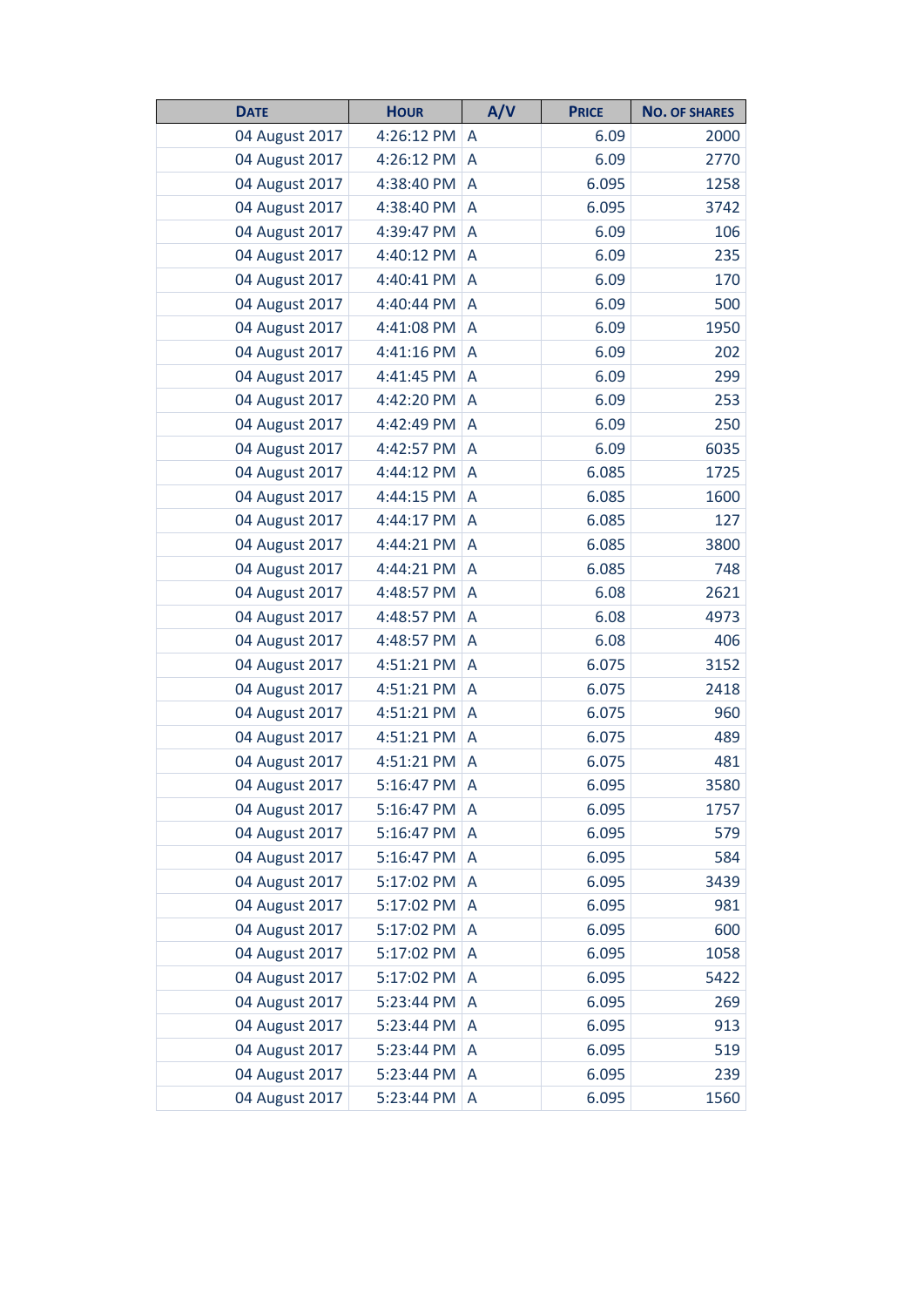| DATE | HOUR | A/V | PRICE | NO. OF SHARES |
|---|---|---|---|---|
| 04 August 2017 | 4:26:12 PM | A | 6.09 | 2000 |
| 04 August 2017 | 4:26:12 PM | A | 6.09 | 2770 |
| 04 August 2017 | 4:38:40 PM | A | 6.095 | 1258 |
| 04 August 2017 | 4:38:40 PM | A | 6.095 | 3742 |
| 04 August 2017 | 4:39:47 PM | A | 6.09 | 106 |
| 04 August 2017 | 4:40:12 PM | A | 6.09 | 235 |
| 04 August 2017 | 4:40:41 PM | A | 6.09 | 170 |
| 04 August 2017 | 4:40:44 PM | A | 6.09 | 500 |
| 04 August 2017 | 4:41:08 PM | A | 6.09 | 1950 |
| 04 August 2017 | 4:41:16 PM | A | 6.09 | 202 |
| 04 August 2017 | 4:41:45 PM | A | 6.09 | 299 |
| 04 August 2017 | 4:42:20 PM | A | 6.09 | 253 |
| 04 August 2017 | 4:42:49 PM | A | 6.09 | 250 |
| 04 August 2017 | 4:42:57 PM | A | 6.09 | 6035 |
| 04 August 2017 | 4:44:12 PM | A | 6.085 | 1725 |
| 04 August 2017 | 4:44:15 PM | A | 6.085 | 1600 |
| 04 August 2017 | 4:44:17 PM | A | 6.085 | 127 |
| 04 August 2017 | 4:44:21 PM | A | 6.085 | 3800 |
| 04 August 2017 | 4:44:21 PM | A | 6.085 | 748 |
| 04 August 2017 | 4:48:57 PM | A | 6.08 | 2621 |
| 04 August 2017 | 4:48:57 PM | A | 6.08 | 4973 |
| 04 August 2017 | 4:48:57 PM | A | 6.08 | 406 |
| 04 August 2017 | 4:51:21 PM | A | 6.075 | 3152 |
| 04 August 2017 | 4:51:21 PM | A | 6.075 | 2418 |
| 04 August 2017 | 4:51:21 PM | A | 6.075 | 960 |
| 04 August 2017 | 4:51:21 PM | A | 6.075 | 489 |
| 04 August 2017 | 4:51:21 PM | A | 6.075 | 481 |
| 04 August 2017 | 5:16:47 PM | A | 6.095 | 3580 |
| 04 August 2017 | 5:16:47 PM | A | 6.095 | 1757 |
| 04 August 2017 | 5:16:47 PM | A | 6.095 | 579 |
| 04 August 2017 | 5:16:47 PM | A | 6.095 | 584 |
| 04 August 2017 | 5:17:02 PM | A | 6.095 | 3439 |
| 04 August 2017 | 5:17:02 PM | A | 6.095 | 981 |
| 04 August 2017 | 5:17:02 PM | A | 6.095 | 600 |
| 04 August 2017 | 5:17:02 PM | A | 6.095 | 1058 |
| 04 August 2017 | 5:17:02 PM | A | 6.095 | 5422 |
| 04 August 2017 | 5:23:44 PM | A | 6.095 | 269 |
| 04 August 2017 | 5:23:44 PM | A | 6.095 | 913 |
| 04 August 2017 | 5:23:44 PM | A | 6.095 | 519 |
| 04 August 2017 | 5:23:44 PM | A | 6.095 | 239 |
| 04 August 2017 | 5:23:44 PM | A | 6.095 | 1560 |